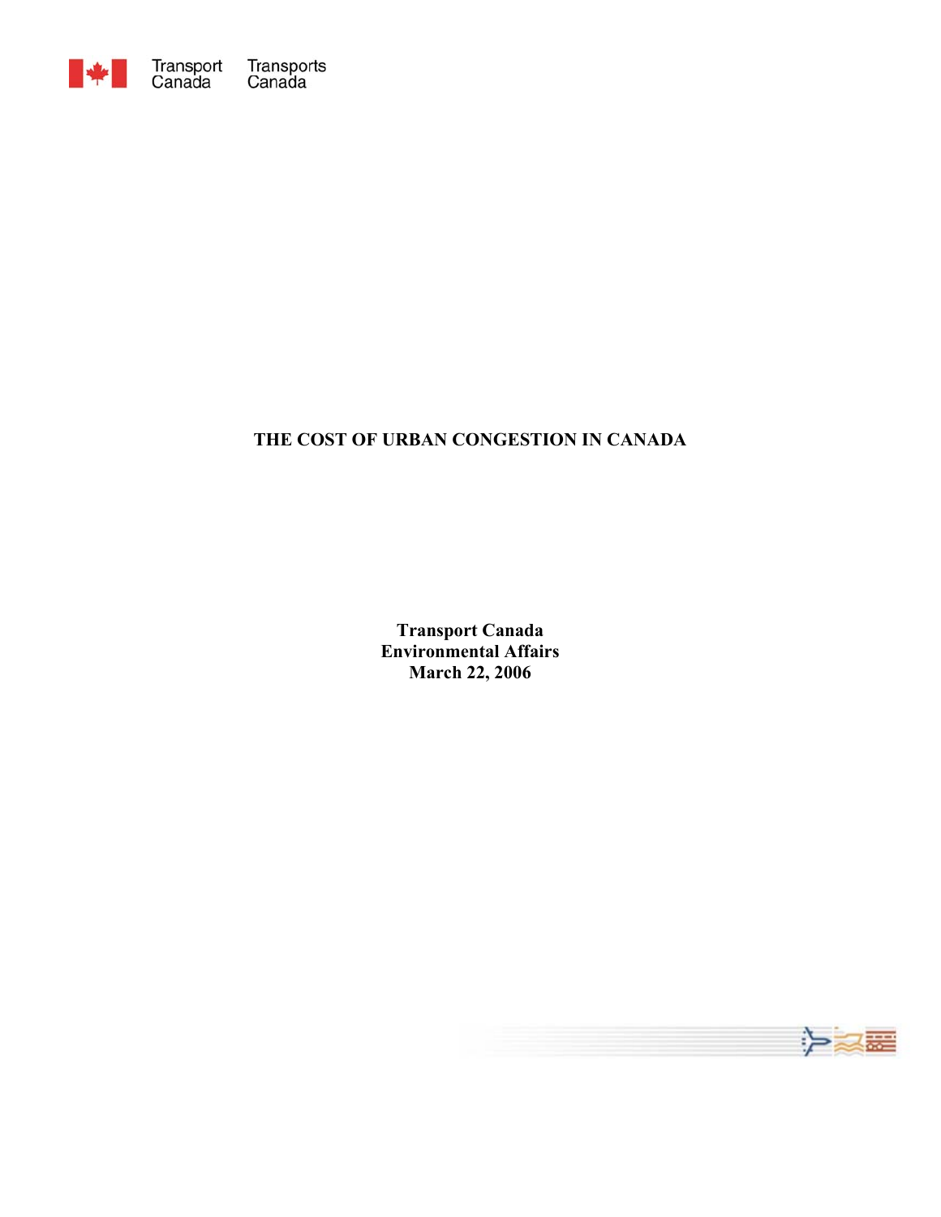Transport Canada Transports Canada

# THE COST OF URBAN CONGESTION IN CANADA

**Transport Canada**
**Environmental Affairs**
**March 22, 2006**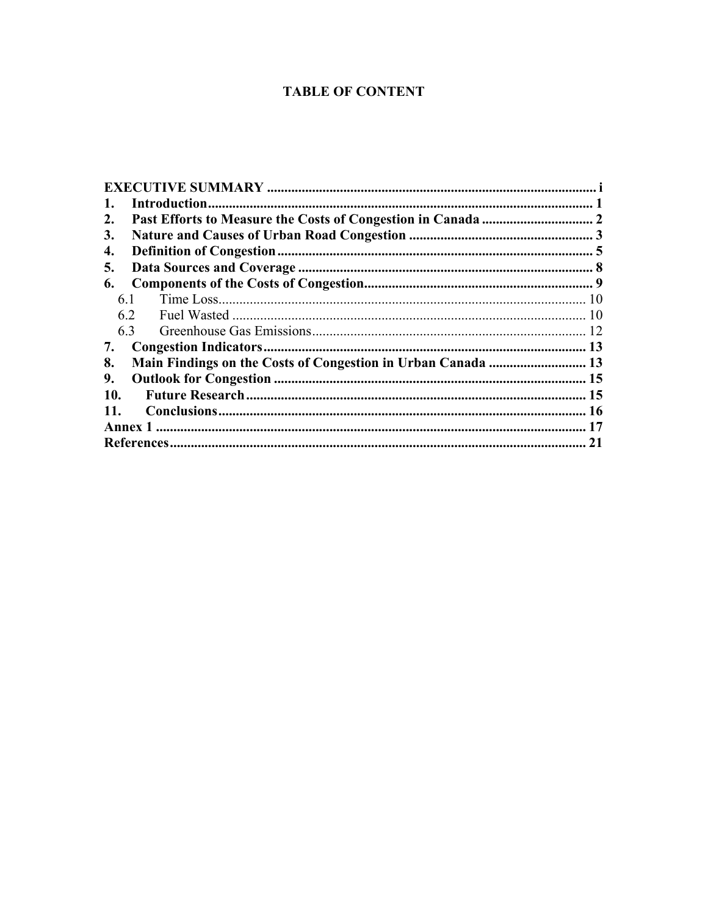# TABLE OF CONTENT

**EXECUTIVE SUMMARY** ............................................................................................. i
**1. Introduction** ............................................................................................. 1
**2. Past Efforts to Measure the Costs of Congestion in Canada** ................................ 2
**3. Nature and Causes of Urban Road Congestion** ..................................................... 3
**4. Definition of Congestion** .......................................................................... 5
**5. Data Sources and Coverage** .................................................................... 8
**6. Components of the Costs of Congestion** ................................................................. 9
- 6.1 Time Loss......................................................................................... 10
- 6.2 Fuel Wasted ..................................................................................... 10
- 6.3 Greenhouse Gas Emissions.............................................................................. 12

**7. Congestion Indicators** ............................................................................ 13
**8. Main Findings on the Costs of Congestion in Urban Canada** ............................ 13
**9. Outlook for Congestion** ......................................................................... 15
**10. Future Research** ................................................................................. 15
**11. Conclusions** ......................................................................................... 16
**Annex 1** ........................................................................................................... 17
**References** ....................................................................................................... 21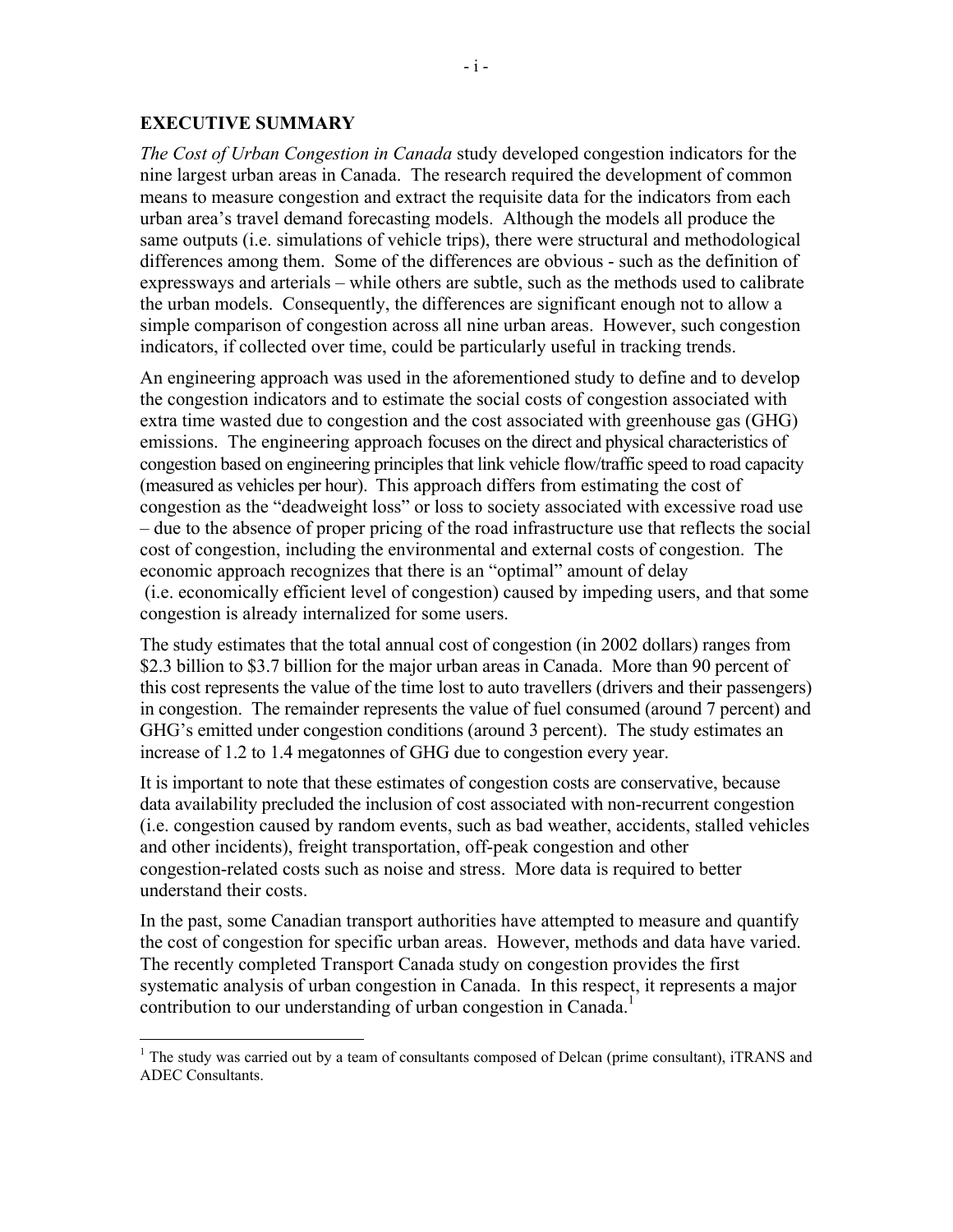## EXECUTIVE SUMMARY

*The Cost of Urban Congestion in Canada* study developed congestion indicators for the nine largest urban areas in Canada. The research required the development of common means to measure congestion and extract the requisite data for the indicators from each urban area's travel demand forecasting models. Although the models all produce the same outputs (i.e. simulations of vehicle trips), there were structural and methodological differences among them. Some of the differences are obvious - such as the definition of expressways and arterials – while others are subtle, such as the methods used to calibrate the urban models. Consequently, the differences are significant enough not to allow a simple comparison of congestion across all nine urban areas. However, such congestion indicators, if collected over time, could be particularly useful in tracking trends.

An engineering approach was used in the aforementioned study to define and to develop the congestion indicators and to estimate the social costs of congestion associated with extra time wasted due to congestion and the cost associated with greenhouse gas (GHG) emissions. The engineering approach focuses on the direct and physical characteristics of congestion based on engineering principles that link vehicle flow/traffic speed to road capacity (measured as vehicles per hour). This approach differs from estimating the cost of congestion as the "deadweight loss" or loss to society associated with excessive road use – due to the absence of proper pricing of the road infrastructure use that reflects the social cost of congestion, including the environmental and external costs of congestion. The economic approach recognizes that there is an "optimal" amount of delay (i.e. economically efficient level of congestion) caused by impeding users, and that some congestion is already internalized for some users.

The study estimates that the total annual cost of congestion (in 2002 dollars) ranges from \$2.3 billion to \$3.7 billion for the major urban areas in Canada. More than 90 percent of this cost represents the value of the time lost to auto travellers (drivers and their passengers) in congestion. The remainder represents the value of fuel consumed (around 7 percent) and GHG's emitted under congestion conditions (around 3 percent). The study estimates an increase of 1.2 to 1.4 megatonnes of GHG due to congestion every year.

It is important to note that these estimates of congestion costs are conservative, because data availability precluded the inclusion of cost associated with non-recurrent congestion (i.e. congestion caused by random events, such as bad weather, accidents, stalled vehicles and other incidents), freight transportation, off-peak congestion and other congestion-related costs such as noise and stress. More data is required to better understand their costs.

In the past, some Canadian transport authorities have attempted to measure and quantify the cost of congestion for specific urban areas. However, methods and data have varied. The recently completed Transport Canada study on congestion provides the first systematic analysis of urban congestion in Canada. In this respect, it represents a major contribution to our understanding of urban congestion in Canada.[1]

[1] The study was carried out by a team of consultants composed of Delcan (prime consultant), iTRANS and ADEC Consultants.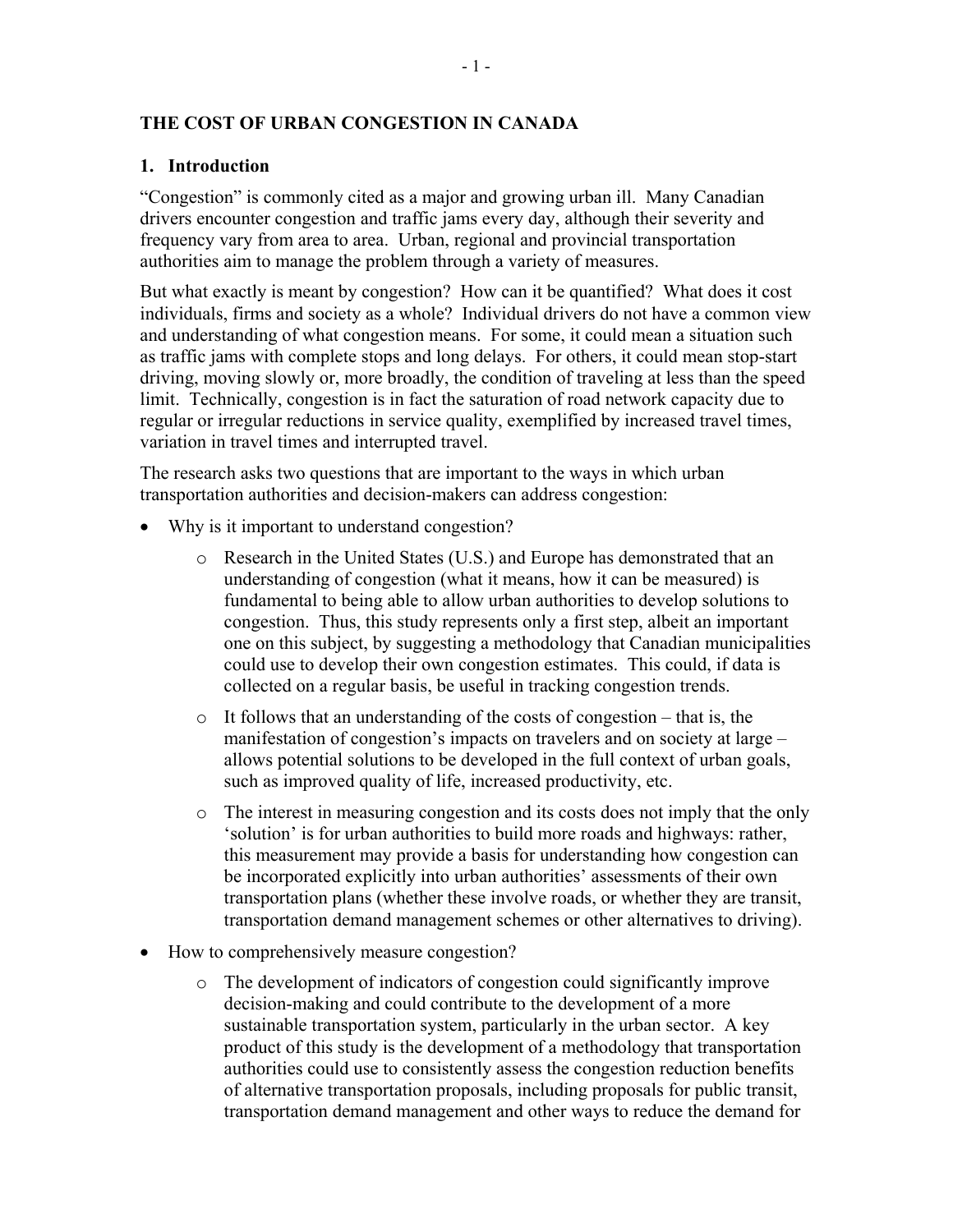# THE COST OF URBAN CONGESTION IN CANADA

## 1. Introduction

"Congestion" is commonly cited as a major and growing urban ill. Many Canadian drivers encounter congestion and traffic jams every day, although their severity and frequency vary from area to area. Urban, regional and provincial transportation authorities aim to manage the problem through a variety of measures.

But what exactly is meant by congestion? How can it be quantified? What does it cost individuals, firms and society as a whole? Individual drivers do not have a common view and understanding of what congestion means. For some, it could mean a situation such as traffic jams with complete stops and long delays. For others, it could mean stop-start driving, moving slowly or, more broadly, the condition of traveling at less than the speed limit. Technically, congestion is in fact the saturation of road network capacity due to regular or irregular reductions in service quality, exemplified by increased travel times, variation in travel times and interrupted travel.

The research asks two questions that are important to the ways in which urban transportation authorities and decision-makers can address congestion:

- Why is it important to understand congestion?
  - Research in the United States (U.S.) and Europe has demonstrated that an understanding of congestion (what it means, how it can be measured) is fundamental to being able to allow urban authorities to develop solutions to congestion. Thus, this study represents only a first step, albeit an important one on this subject, by suggesting a methodology that Canadian municipalities could use to develop their own congestion estimates. This could, if data is collected on a regular basis, be useful in tracking congestion trends.
  - It follows that an understanding of the costs of congestion – that is, the manifestation of congestion's impacts on travelers and on society at large – allows potential solutions to be developed in the full context of urban goals, such as improved quality of life, increased productivity, etc.
  - The interest in measuring congestion and its costs does not imply that the only 'solution' is for urban authorities to build more roads and highways: rather, this measurement may provide a basis for understanding how congestion can be incorporated explicitly into urban authorities' assessments of their own transportation plans (whether these involve roads, or whether they are transit, transportation demand management schemes or other alternatives to driving).
- How to comprehensively measure congestion?
  - The development of indicators of congestion could significantly improve decision-making and could contribute to the development of a more sustainable transportation system, particularly in the urban sector. A key product of this study is the development of a methodology that transportation authorities could use to consistently assess the congestion reduction benefits of alternative transportation proposals, including proposals for public transit, transportation demand management and other ways to reduce the demand for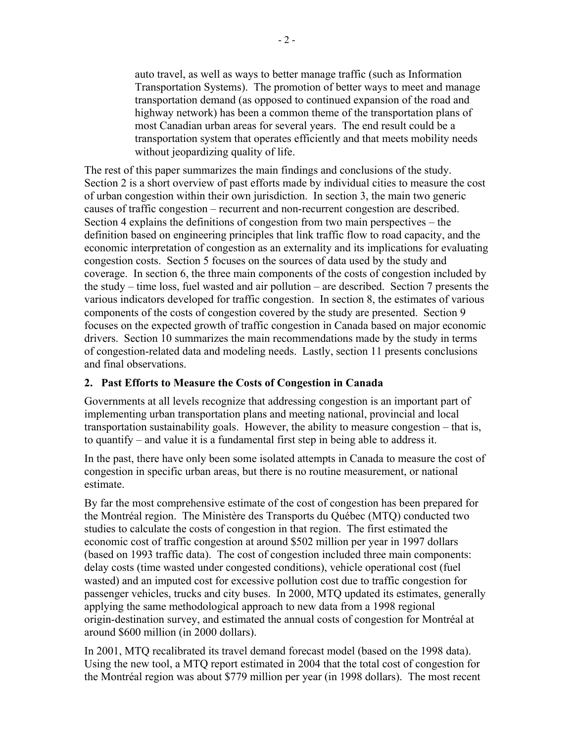auto travel, as well as ways to better manage traffic (such as Information Transportation Systems). The promotion of better ways to meet and manage transportation demand (as opposed to continued expansion of the road and highway network) has been a common theme of the transportation plans of most Canadian urban areas for several years. The end result could be a transportation system that operates efficiently and that meets mobility needs without jeopardizing quality of life.

The rest of this paper summarizes the main findings and conclusions of the study. Section 2 is a short overview of past efforts made by individual cities to measure the cost of urban congestion within their own jurisdiction. In section 3, the main two generic causes of traffic congestion – recurrent and non-recurrent congestion are described. Section 4 explains the definitions of congestion from two main perspectives – the definition based on engineering principles that link traffic flow to road capacity, and the economic interpretation of congestion as an externality and its implications for evaluating congestion costs. Section 5 focuses on the sources of data used by the study and coverage. In section 6, the three main components of the costs of congestion included by the study – time loss, fuel wasted and air pollution – are described. Section 7 presents the various indicators developed for traffic congestion. In section 8, the estimates of various components of the costs of congestion covered by the study are presented. Section 9 focuses on the expected growth of traffic congestion in Canada based on major economic drivers. Section 10 summarizes the main recommendations made by the study in terms of congestion-related data and modeling needs. Lastly, section 11 presents conclusions and final observations.

## 2. Past Efforts to Measure the Costs of Congestion in Canada

Governments at all levels recognize that addressing congestion is an important part of implementing urban transportation plans and meeting national, provincial and local transportation sustainability goals. However, the ability to measure congestion – that is, to quantify – and value it is a fundamental first step in being able to address it.

In the past, there have only been some isolated attempts in Canada to measure the cost of congestion in specific urban areas, but there is no routine measurement, or national estimate.

By far the most comprehensive estimate of the cost of congestion has been prepared for the Montréal region. The Ministère des Transports du Québec (MTQ) conducted two studies to calculate the costs of congestion in that region. The first estimated the economic cost of traffic congestion at around $502 million per year in 1997 dollars (based on 1993 traffic data). The cost of congestion included three main components: delay costs (time wasted under congested conditions), vehicle operational cost (fuel wasted) and an imputed cost for excessive pollution cost due to traffic congestion for passenger vehicles, trucks and city buses. In 2000, MTQ updated its estimates, generally applying the same methodological approach to new data from a 1998 regional origin-destination survey, and estimated the annual costs of congestion for Montréal at around $600 million (in 2000 dollars).

In 2001, MTQ recalibrated its travel demand forecast model (based on the 1998 data). Using the new tool, a MTQ report estimated in 2004 that the total cost of congestion for the Montréal region was about $779 million per year (in 1998 dollars). The most recent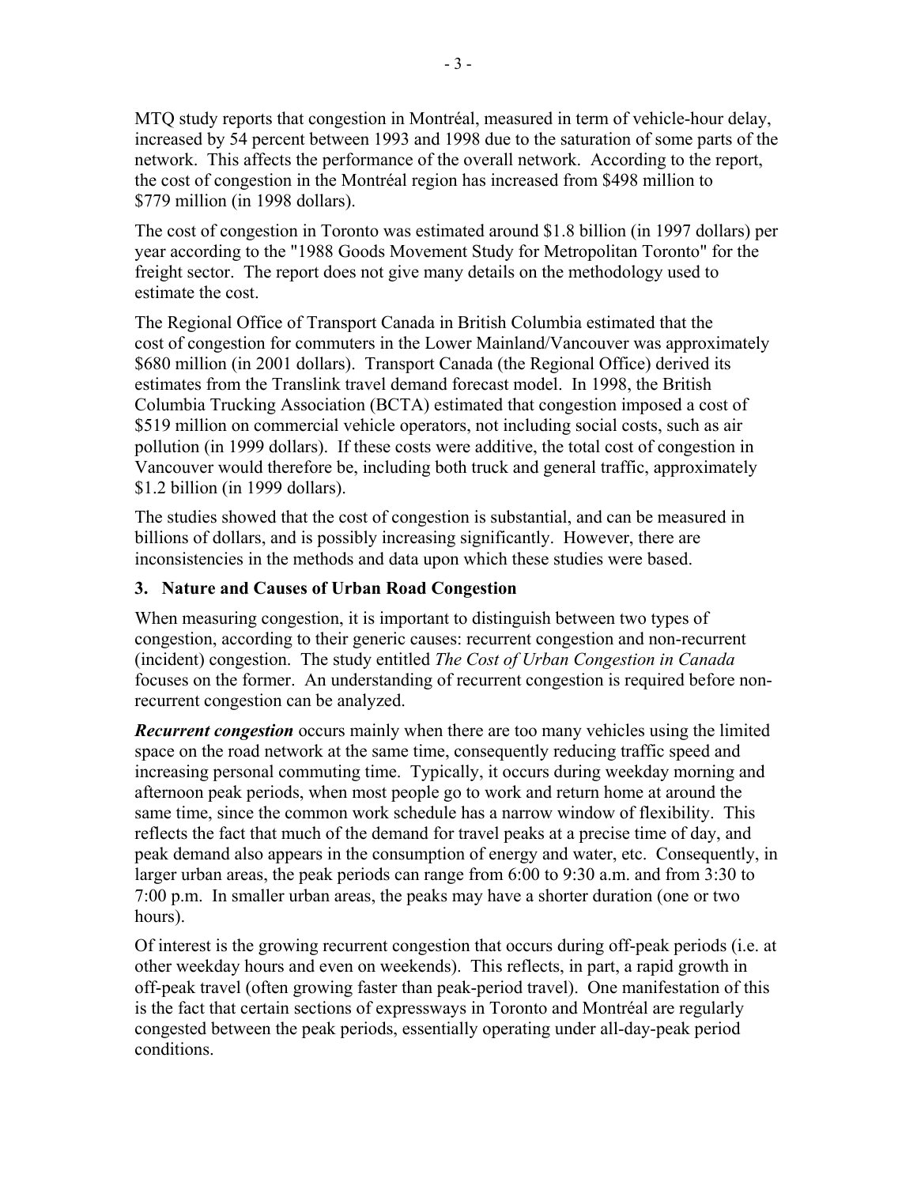MTQ study reports that congestion in Montréal, measured in term of vehicle-hour delay, increased by 54 percent between 1993 and 1998 due to the saturation of some parts of the network. This affects the performance of the overall network. According to the report, the cost of congestion in the Montréal region has increased from $498 million to $779 million (in 1998 dollars).

The cost of congestion in Toronto was estimated around $1.8 billion (in 1997 dollars) per year according to the "1988 Goods Movement Study for Metropolitan Toronto" for the freight sector. The report does not give many details on the methodology used to estimate the cost.

The Regional Office of Transport Canada in British Columbia estimated that the cost of congestion for commuters in the Lower Mainland/Vancouver was approximately $680 million (in 2001 dollars). Transport Canada (the Regional Office) derived its estimates from the Translink travel demand forecast model. In 1998, the British Columbia Trucking Association (BCTA) estimated that congestion imposed a cost of $519 million on commercial vehicle operators, not including social costs, such as air pollution (in 1999 dollars). If these costs were additive, the total cost of congestion in Vancouver would therefore be, including both truck and general traffic, approximately $1.2 billion (in 1999 dollars).

The studies showed that the cost of congestion is substantial, and can be measured in billions of dollars, and is possibly increasing significantly. However, there are inconsistencies in the methods and data upon which these studies were based.

## 3. Nature and Causes of Urban Road Congestion

When measuring congestion, it is important to distinguish between two types of congestion, according to their generic causes: recurrent congestion and non-recurrent (incident) congestion. The study entitled *The Cost of Urban Congestion in Canada* focuses on the former. An understanding of recurrent congestion is required before non-recurrent congestion can be analyzed.

***Recurrent congestion*** occurs mainly when there are too many vehicles using the limited space on the road network at the same time, consequently reducing traffic speed and increasing personal commuting time. Typically, it occurs during weekday morning and afternoon peak periods, when most people go to work and return home at around the same time, since the common work schedule has a narrow window of flexibility. This reflects the fact that much of the demand for travel peaks at a precise time of day, and peak demand also appears in the consumption of energy and water, etc. Consequently, in larger urban areas, the peak periods can range from 6:00 to 9:30 a.m. and from 3:30 to 7:00 p.m. In smaller urban areas, the peaks may have a shorter duration (one or two hours).

Of interest is the growing recurrent congestion that occurs during off-peak periods (i.e. at other weekday hours and even on weekends). This reflects, in part, a rapid growth in off-peak travel (often growing faster than peak-period travel). One manifestation of this is the fact that certain sections of expressways in Toronto and Montréal are regularly congested between the peak periods, essentially operating under all-day-peak period conditions.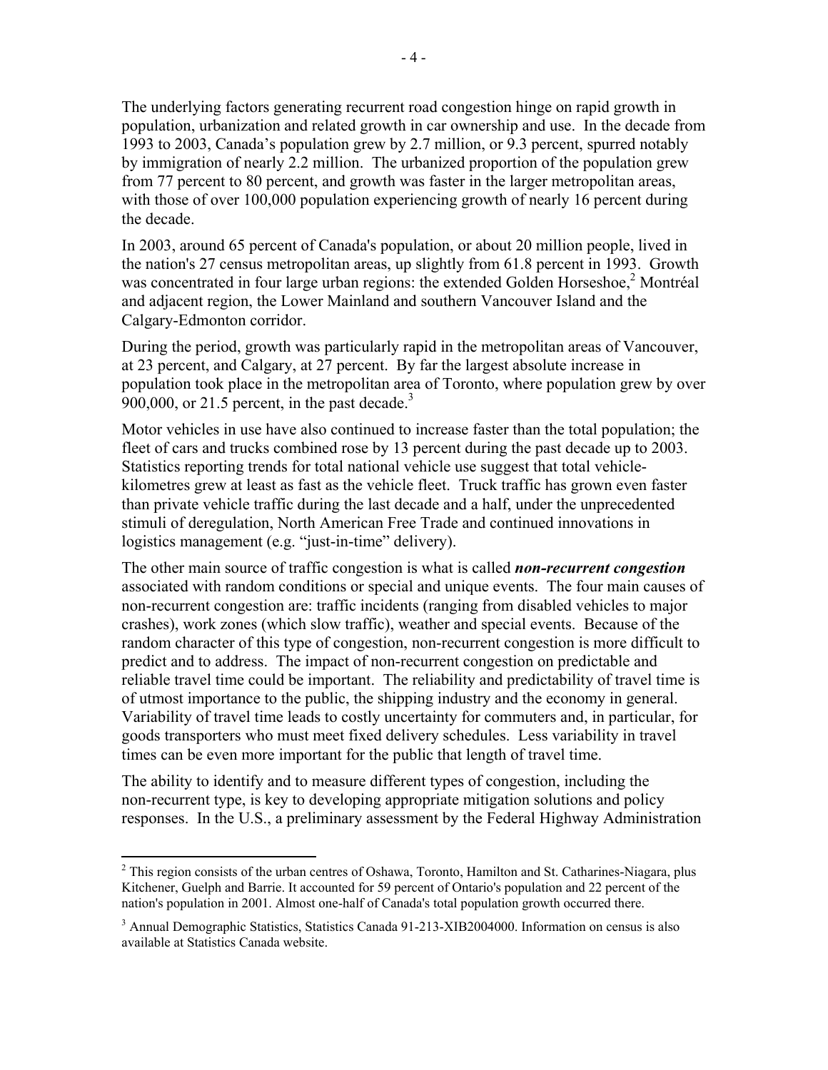The underlying factors generating recurrent road congestion hinge on rapid growth in population, urbanization and related growth in car ownership and use. In the decade from 1993 to 2003, Canada's population grew by 2.7 million, or 9.3 percent, spurred notably by immigration of nearly 2.2 million. The urbanized proportion of the population grew from 77 percent to 80 percent, and growth was faster in the larger metropolitan areas, with those of over 100,000 population experiencing growth of nearly 16 percent during the decade.

In 2003, around 65 percent of Canada's population, or about 20 million people, lived in the nation's 27 census metropolitan areas, up slightly from 61.8 percent in 1993. Growth was concentrated in four large urban regions: the extended Golden Horseshoe,[2] Montréal and adjacent region, the Lower Mainland and southern Vancouver Island and the Calgary-Edmonton corridor.

During the period, growth was particularly rapid in the metropolitan areas of Vancouver, at 23 percent, and Calgary, at 27 percent. By far the largest absolute increase in population took place in the metropolitan area of Toronto, where population grew by over 900,000, or 21.5 percent, in the past decade.[3]

Motor vehicles in use have also continued to increase faster than the total population; the fleet of cars and trucks combined rose by 13 percent during the past decade up to 2003. Statistics reporting trends for total national vehicle use suggest that total vehicle-kilometres grew at least as fast as the vehicle fleet. Truck traffic has grown even faster than private vehicle traffic during the last decade and a half, under the unprecedented stimuli of deregulation, North American Free Trade and continued innovations in logistics management (e.g. "just-in-time" delivery).

The other main source of traffic congestion is what is called ***non-recurrent congestion*** associated with random conditions or special and unique events. The four main causes of non-recurrent congestion are: traffic incidents (ranging from disabled vehicles to major crashes), work zones (which slow traffic), weather and special events. Because of the random character of this type of congestion, non-recurrent congestion is more difficult to predict and to address. The impact of non-recurrent congestion on predictable and reliable travel time could be important. The reliability and predictability of travel time is of utmost importance to the public, the shipping industry and the economy in general. Variability of travel time leads to costly uncertainty for commuters and, in particular, for goods transporters who must meet fixed delivery schedules. Less variability in travel times can be even more important for the public that length of travel time.

The ability to identify and to measure different types of congestion, including the non-recurrent type, is key to developing appropriate mitigation solutions and policy responses. In the U.S., a preliminary assessment by the Federal Highway Administration

---

[2] This region consists of the urban centres of Oshawa, Toronto, Hamilton and St. Catharines-Niagara, plus Kitchener, Guelph and Barrie. It accounted for 59 percent of Ontario's population and 22 percent of the nation's population in 2001. Almost one-half of Canada's total population growth occurred there.

[3] Annual Demographic Statistics, Statistics Canada 91-213-XIB2004000. Information on census is also available at Statistics Canada website.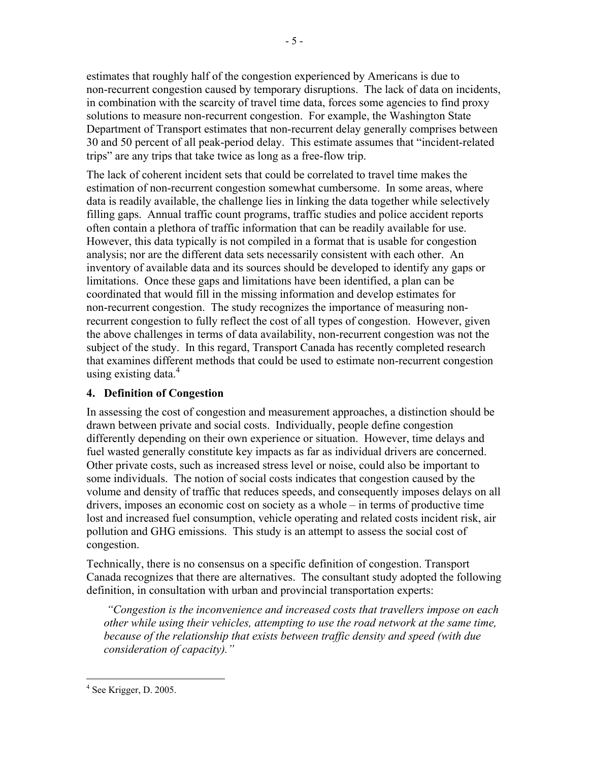estimates that roughly half of the congestion experienced by Americans is due to non-recurrent congestion caused by temporary disruptions. The lack of data on incidents, in combination with the scarcity of travel time data, forces some agencies to find proxy solutions to measure non-recurrent congestion. For example, the Washington State Department of Transport estimates that non-recurrent delay generally comprises between 30 and 50 percent of all peak-period delay. This estimate assumes that "incident-related trips" are any trips that take twice as long as a free-flow trip.

The lack of coherent incident sets that could be correlated to travel time makes the estimation of non-recurrent congestion somewhat cumbersome. In some areas, where data is readily available, the challenge lies in linking the data together while selectively filling gaps. Annual traffic count programs, traffic studies and police accident reports often contain a plethora of traffic information that can be readily available for use. However, this data typically is not compiled in a format that is usable for congestion analysis; nor are the different data sets necessarily consistent with each other. An inventory of available data and its sources should be developed to identify any gaps or limitations. Once these gaps and limitations have been identified, a plan can be coordinated that would fill in the missing information and develop estimates for non-recurrent congestion. The study recognizes the importance of measuring non-recurrent congestion to fully reflect the cost of all types of congestion. However, given the above challenges in terms of data availability, non-recurrent congestion was not the subject of the study. In this regard, Transport Canada has recently completed research that examines different methods that could be used to estimate non-recurrent congestion using existing data.[4]

## 4. Definition of Congestion

In assessing the cost of congestion and measurement approaches, a distinction should be drawn between private and social costs. Individually, people define congestion differently depending on their own experience or situation. However, time delays and fuel wasted generally constitute key impacts as far as individual drivers are concerned. Other private costs, such as increased stress level or noise, could also be important to some individuals. The notion of social costs indicates that congestion caused by the volume and density of traffic that reduces speeds, and consequently imposes delays on all drivers, imposes an economic cost on society as a whole – in terms of productive time lost and increased fuel consumption, vehicle operating and related costs incident risk, air pollution and GHG emissions. This study is an attempt to assess the social cost of congestion.

Technically, there is no consensus on a specific definition of congestion. Transport Canada recognizes that there are alternatives. The consultant study adopted the following definition, in consultation with urban and provincial transportation experts:

> *"Congestion is the inconvenience and increased costs that travellers impose on each other while using their vehicles, attempting to use the road network at the same time, because of the relationship that exists between traffic density and speed (with due consideration of capacity)."*

---

[4] See Krigger, D. 2005.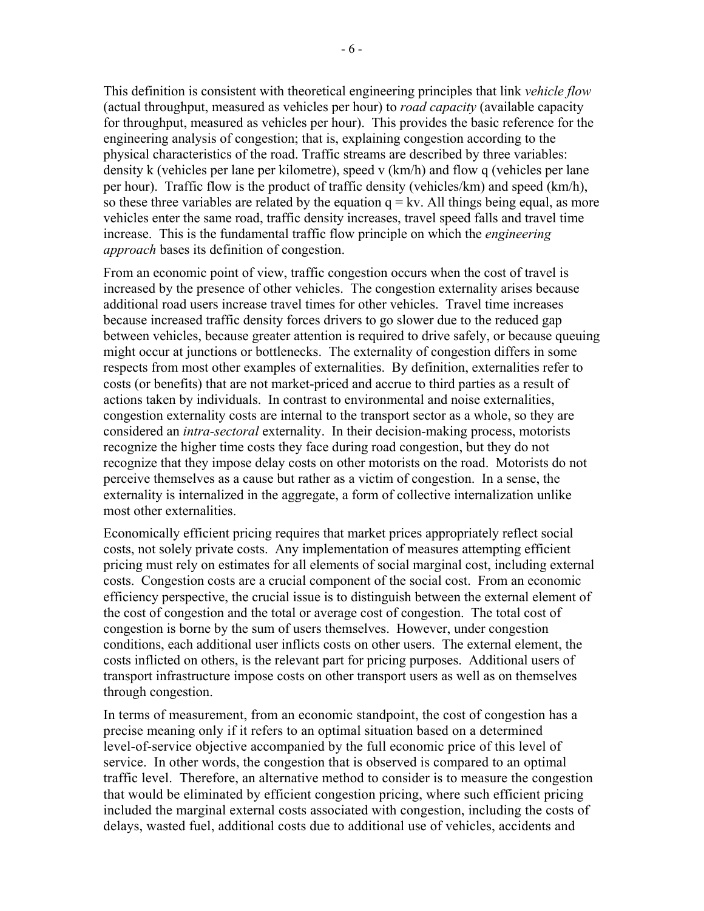This definition is consistent with theoretical engineering principles that link *vehicle flow* (actual throughput, measured as vehicles per hour) to *road capacity* (available capacity for throughput, measured as vehicles per hour). This provides the basic reference for the engineering analysis of congestion; that is, explaining congestion according to the physical characteristics of the road. Traffic streams are described by three variables: density k (vehicles per lane per kilometre), speed v (km/h) and flow q (vehicles per lane per hour). Traffic flow is the product of traffic density (vehicles/km) and speed (km/h), so these three variables are related by the equation $q = kv$. All things being equal, as more vehicles enter the same road, traffic density increases, travel speed falls and travel time increase. This is the fundamental traffic flow principle on which the *engineering approach* bases its definition of congestion.

From an economic point of view, traffic congestion occurs when the cost of travel is increased by the presence of other vehicles. The congestion externality arises because additional road users increase travel times for other vehicles. Travel time increases because increased traffic density forces drivers to go slower due to the reduced gap between vehicles, because greater attention is required to drive safely, or because queuing might occur at junctions or bottlenecks. The externality of congestion differs in some respects from most other examples of externalities. By definition, externalities refer to costs (or benefits) that are not market-priced and accrue to third parties as a result of actions taken by individuals. In contrast to environmental and noise externalities, congestion externality costs are internal to the transport sector as a whole, so they are considered an *intra-sectoral* externality. In their decision-making process, motorists recognize the higher time costs they face during road congestion, but they do not recognize that they impose delay costs on other motorists on the road. Motorists do not perceive themselves as a cause but rather as a victim of congestion. In a sense, the externality is internalized in the aggregate, a form of collective internalization unlike most other externalities.

Economically efficient pricing requires that market prices appropriately reflect social costs, not solely private costs. Any implementation of measures attempting efficient pricing must rely on estimates for all elements of social marginal cost, including external costs. Congestion costs are a crucial component of the social cost. From an economic efficiency perspective, the crucial issue is to distinguish between the external element of the cost of congestion and the total or average cost of congestion. The total cost of congestion is borne by the sum of users themselves. However, under congestion conditions, each additional user inflicts costs on other users. The external element, the costs inflicted on others, is the relevant part for pricing purposes. Additional users of transport infrastructure impose costs on other transport users as well as on themselves through congestion.

In terms of measurement, from an economic standpoint, the cost of congestion has a precise meaning only if it refers to an optimal situation based on a determined level-of-service objective accompanied by the full economic price of this level of service. In other words, the congestion that is observed is compared to an optimal traffic level. Therefore, an alternative method to consider is to measure the congestion that would be eliminated by efficient congestion pricing, where such efficient pricing included the marginal external costs associated with congestion, including the costs of delays, wasted fuel, additional costs due to additional use of vehicles, accidents and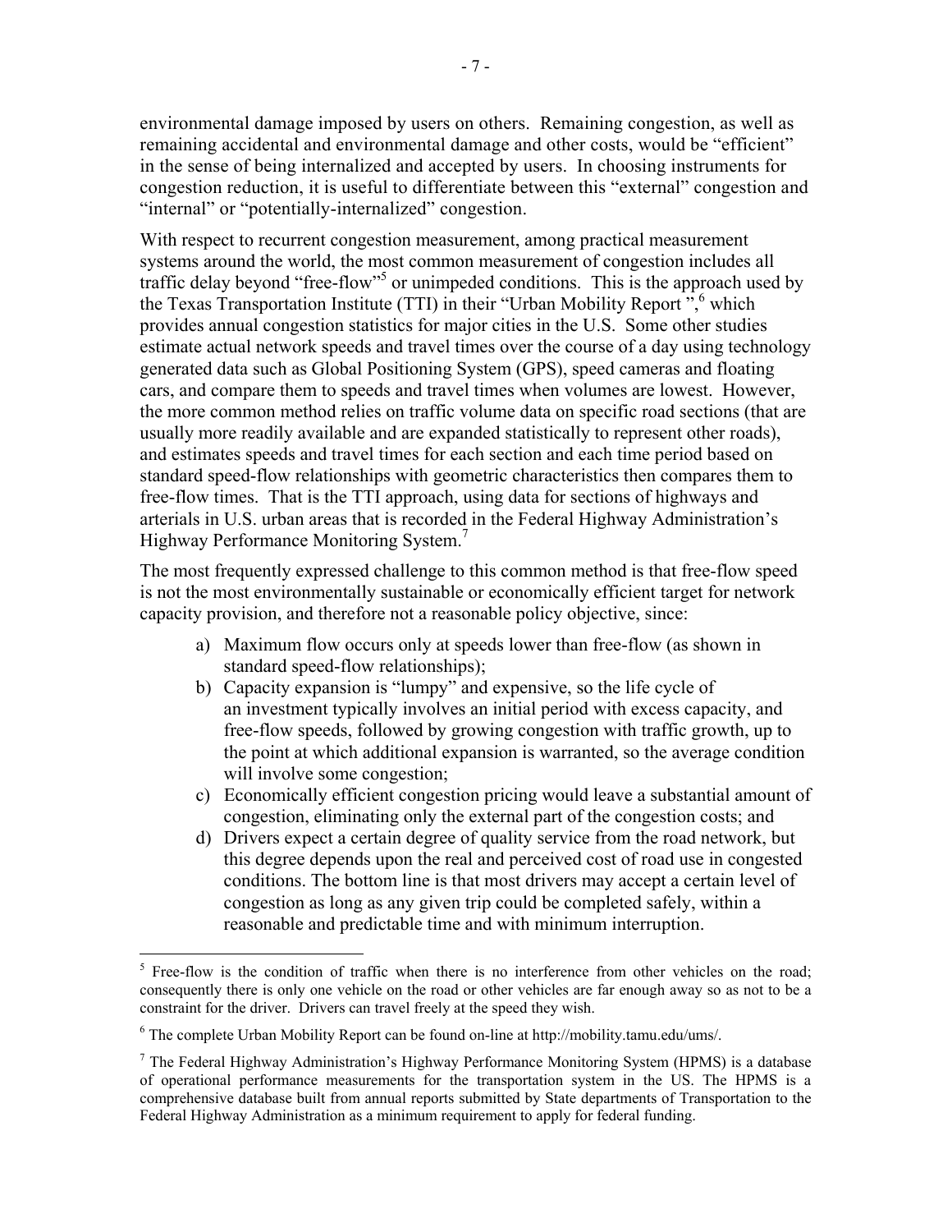environmental damage imposed by users on others. Remaining congestion, as well as remaining accidental and environmental damage and other costs, would be "efficient" in the sense of being internalized and accepted by users. In choosing instruments for congestion reduction, it is useful to differentiate between this "external" congestion and "internal" or "potentially-internalized" congestion.

With respect to recurrent congestion measurement, among practical measurement systems around the world, the most common measurement of congestion includes all traffic delay beyond "free-flow"[5] or unimpeded conditions. This is the approach used by the Texas Transportation Institute (TTI) in their "Urban Mobility Report ",[6] which provides annual congestion statistics for major cities in the U.S. Some other studies estimate actual network speeds and travel times over the course of a day using technology generated data such as Global Positioning System (GPS), speed cameras and floating cars, and compare them to speeds and travel times when volumes are lowest. However, the more common method relies on traffic volume data on specific road sections (that are usually more readily available and are expanded statistically to represent other roads), and estimates speeds and travel times for each section and each time period based on standard speed-flow relationships with geometric characteristics then compares them to free-flow times. That is the TTI approach, using data for sections of highways and arterials in U.S. urban areas that is recorded in the Federal Highway Administration's Highway Performance Monitoring System.[7]

The most frequently expressed challenge to this common method is that free-flow speed is not the most environmentally sustainable or economically efficient target for network capacity provision, and therefore not a reasonable policy objective, since:

a) Maximum flow occurs only at speeds lower than free-flow (as shown in standard speed-flow relationships);
b) Capacity expansion is "lumpy" and expensive, so the life cycle of an investment typically involves an initial period with excess capacity, and free-flow speeds, followed by growing congestion with traffic growth, up to the point at which additional expansion is warranted, so the average condition will involve some congestion;
c) Economically efficient congestion pricing would leave a substantial amount of congestion, eliminating only the external part of the congestion costs; and
d) Drivers expect a certain degree of quality service from the road network, but this degree depends upon the real and perceived cost of road use in congested conditions. The bottom line is that most drivers may accept a certain level of congestion as long as any given trip could be completed safely, within a reasonable and predictable time and with minimum interruption.

---

[5] Free-flow is the condition of traffic when there is no interference from other vehicles on the road; consequently there is only one vehicle on the road or other vehicles are far enough away so as not to be a constraint for the driver. Drivers can travel freely at the speed they wish.

[6] The complete Urban Mobility Report can be found on-line at http://mobility.tamu.edu/ums/.

[7] The Federal Highway Administration's Highway Performance Monitoring System (HPMS) is a database of operational performance measurements for the transportation system in the US. The HPMS is a comprehensive database built from annual reports submitted by State departments of Transportation to the Federal Highway Administration as a minimum requirement to apply for federal funding.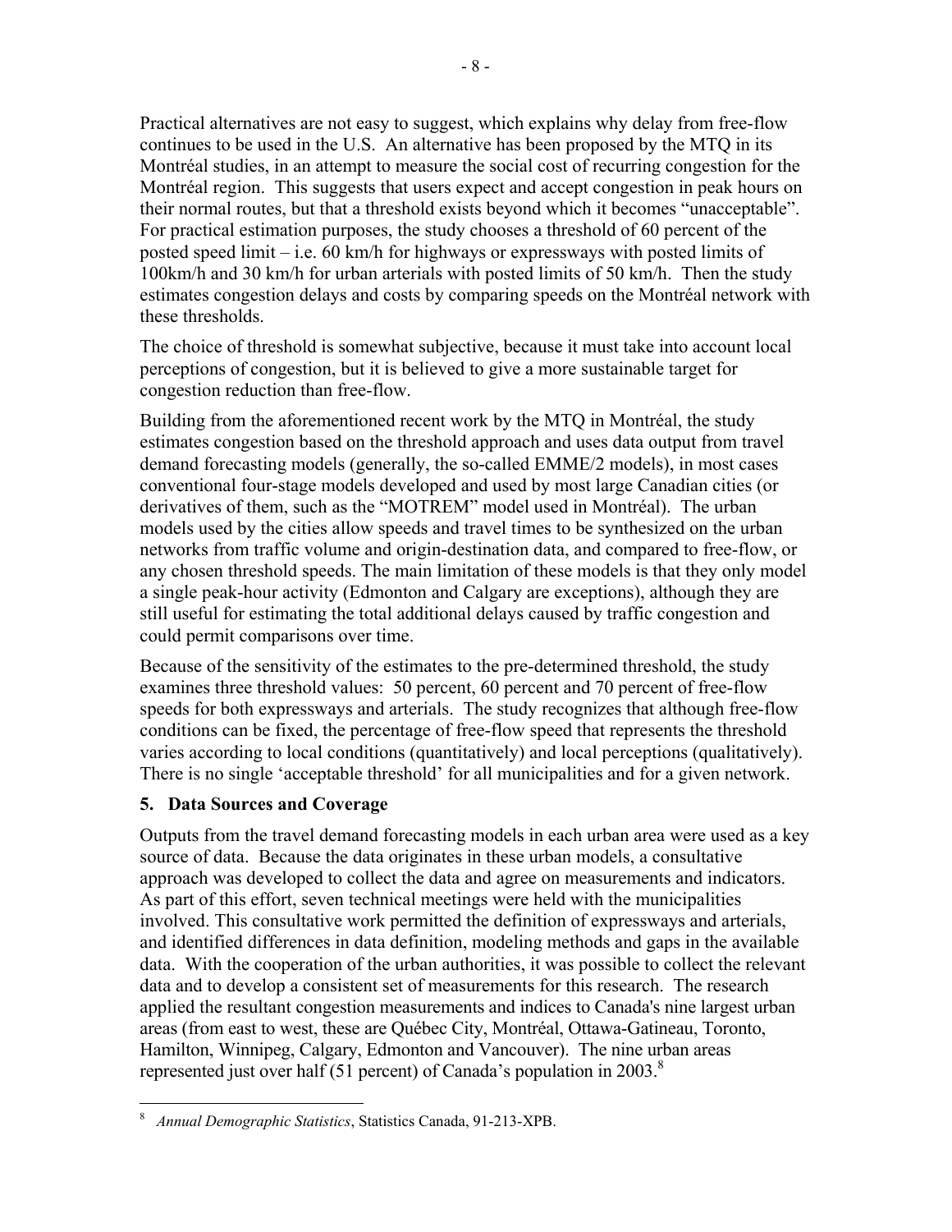Practical alternatives are not easy to suggest, which explains why delay from free-flow continues to be used in the U.S. An alternative has been proposed by the MTQ in its Montréal studies, in an attempt to measure the social cost of recurring congestion for the Montréal region. This suggests that users expect and accept congestion in peak hours on their normal routes, but that a threshold exists beyond which it becomes "unacceptable". For practical estimation purposes, the study chooses a threshold of 60 percent of the posted speed limit – i.e. 60 km/h for highways or expressways with posted limits of 100km/h and 30 km/h for urban arterials with posted limits of 50 km/h. Then the study estimates congestion delays and costs by comparing speeds on the Montréal network with these thresholds.

The choice of threshold is somewhat subjective, because it must take into account local perceptions of congestion, but it is believed to give a more sustainable target for congestion reduction than free-flow.

Building from the aforementioned recent work by the MTQ in Montréal, the study estimates congestion based on the threshold approach and uses data output from travel demand forecasting models (generally, the so-called EMME/2 models), in most cases conventional four-stage models developed and used by most large Canadian cities (or derivatives of them, such as the "MOTREM" model used in Montréal). The urban models used by the cities allow speeds and travel times to be synthesized on the urban networks from traffic volume and origin-destination data, and compared to free-flow, or any chosen threshold speeds. The main limitation of these models is that they only model a single peak-hour activity (Edmonton and Calgary are exceptions), although they are still useful for estimating the total additional delays caused by traffic congestion and could permit comparisons over time.

Because of the sensitivity of the estimates to the pre-determined threshold, the study examines three threshold values: 50 percent, 60 percent and 70 percent of free-flow speeds for both expressways and arterials. The study recognizes that although free-flow conditions can be fixed, the percentage of free-flow speed that represents the threshold varies according to local conditions (quantitatively) and local perceptions (qualitatively). There is no single 'acceptable threshold' for all municipalities and for a given network.

## 5. Data Sources and Coverage

Outputs from the travel demand forecasting models in each urban area were used as a key source of data. Because the data originates in these urban models, a consultative approach was developed to collect the data and agree on measurements and indicators. As part of this effort, seven technical meetings were held with the municipalities involved. This consultative work permitted the definition of expressways and arterials, and identified differences in data definition, modeling methods and gaps in the available data. With the cooperation of the urban authorities, it was possible to collect the relevant data and to develop a consistent set of measurements for this research. The research applied the resultant congestion measurements and indices to Canada's nine largest urban areas (from east to west, these are Québec City, Montréal, Ottawa-Gatineau, Toronto, Hamilton, Winnipeg, Calgary, Edmonton and Vancouver). The nine urban areas represented just over half (51 percent) of Canada's population in 2003.[8]

---

[8] *Annual Demographic Statistics*, Statistics Canada, 91-213-XPB.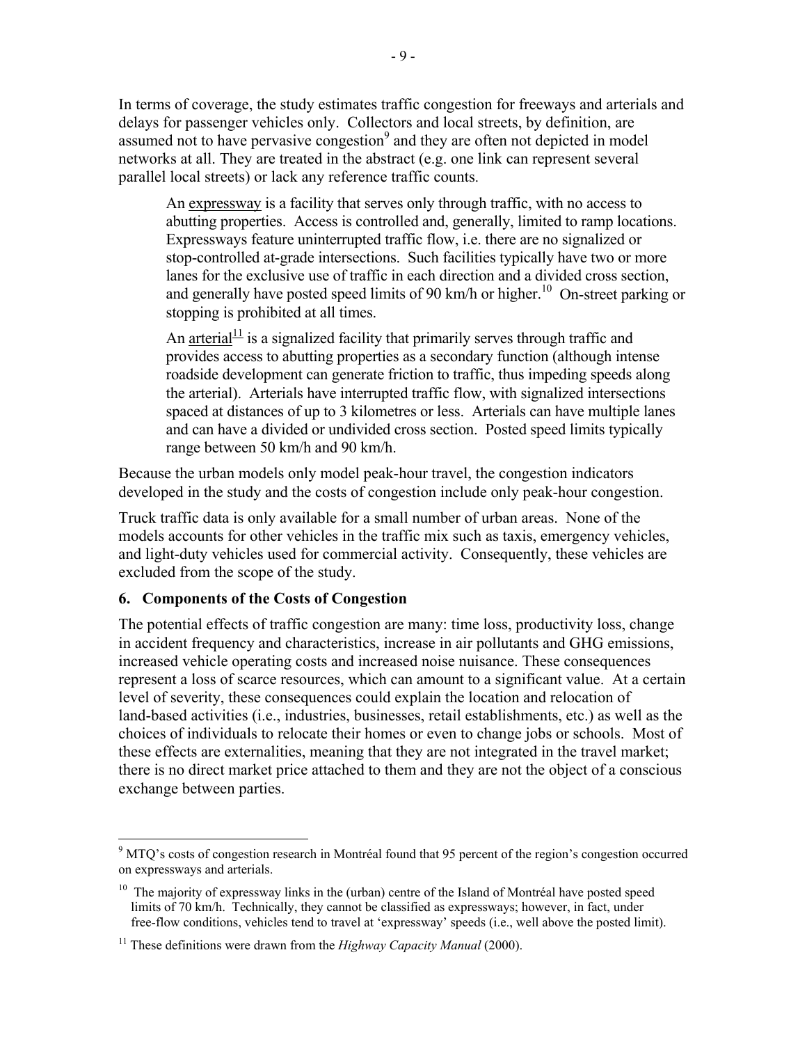In terms of coverage, the study estimates traffic congestion for freeways and arterials and delays for passenger vehicles only. Collectors and local streets, by definition, are assumed not to have pervasive congestion[9] and they are often not depicted in model networks at all. They are treated in the abstract (e.g. one link can represent several parallel local streets) or lack any reference traffic counts.

> An <u>expressway</u> is a facility that serves only through traffic, with no access to abutting properties. Access is controlled and, generally, limited to ramp locations. Expressways feature uninterrupted traffic flow, i.e. there are no signalized or stop-controlled at-grade intersections. Such facilities typically have two or more lanes for the exclusive use of traffic in each direction and a divided cross section, and generally have posted speed limits of 90 km/h or higher.[10] On-street parking or stopping is prohibited at all times.
>
> An <u>arterial</u>[11] is a signalized facility that primarily serves through traffic and provides access to abutting properties as a secondary function (although intense roadside development can generate friction to traffic, thus impeding speeds along the arterial). Arterials have interrupted traffic flow, with signalized intersections spaced at distances of up to 3 kilometres or less. Arterials can have multiple lanes and can have a divided or undivided cross section. Posted speed limits typically range between 50 km/h and 90 km/h.

Because the urban models only model peak-hour travel, the congestion indicators developed in the study and the costs of congestion include only peak-hour congestion.

Truck traffic data is only available for a small number of urban areas. None of the models accounts for other vehicles in the traffic mix such as taxis, emergency vehicles, and light-duty vehicles used for commercial activity. Consequently, these vehicles are excluded from the scope of the study.

## 6. Components of the Costs of Congestion

The potential effects of traffic congestion are many: time loss, productivity loss, change in accident frequency and characteristics, increase in air pollutants and GHG emissions, increased vehicle operating costs and increased noise nuisance. These consequences represent a loss of scarce resources, which can amount to a significant value. At a certain level of severity, these consequences could explain the location and relocation of land-based activities (i.e., industries, businesses, retail establishments, etc.) as well as the choices of individuals to relocate their homes or even to change jobs or schools. Most of these effects are externalities, meaning that they are not integrated in the travel market; there is no direct market price attached to them and they are not the object of a conscious exchange between parties.

---

[9] MTQ's costs of congestion research in Montréal found that 95 percent of the region's congestion occurred on expressways and arterials.

[10] The majority of expressway links in the (urban) centre of the Island of Montréal have posted speed limits of 70 km/h. Technically, they cannot be classified as expressways; however, in fact, under free-flow conditions, vehicles tend to travel at 'expressway' speeds (i.e., well above the posted limit).

[11] These definitions were drawn from the *Highway Capacity Manual* (2000).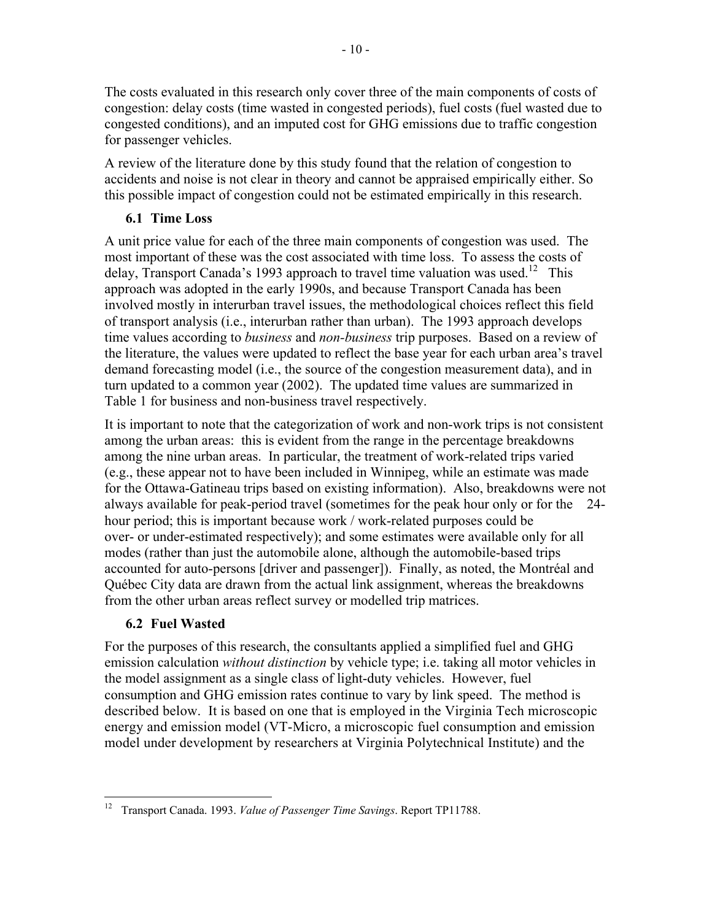The costs evaluated in this research only cover three of the main components of costs of congestion: delay costs (time wasted in congested periods), fuel costs (fuel wasted due to congested conditions), and an imputed cost for GHG emissions due to traffic congestion for passenger vehicles.

A review of the literature done by this study found that the relation of congestion to accidents and noise is not clear in theory and cannot be appraised empirically either. So this possible impact of congestion could not be estimated empirically in this research.

### 6.1 Time Loss

A unit price value for each of the three main components of congestion was used. The most important of these was the cost associated with time loss. To assess the costs of delay, Transport Canada's 1993 approach to travel time valuation was used.[12] This approach was adopted in the early 1990s, and because Transport Canada has been involved mostly in interurban travel issues, the methodological choices reflect this field of transport analysis (i.e., interurban rather than urban). The 1993 approach develops time values according to *business* and *non-business* trip purposes. Based on a review of the literature, the values were updated to reflect the base year for each urban area's travel demand forecasting model (i.e., the source of the congestion measurement data), and in turn updated to a common year (2002). The updated time values are summarized in Table 1 for business and non-business travel respectively.

It is important to note that the categorization of work and non-work trips is not consistent among the urban areas: this is evident from the range in the percentage breakdowns among the nine urban areas. In particular, the treatment of work-related trips varied (e.g., these appear not to have been included in Winnipeg, while an estimate was made for the Ottawa-Gatineau trips based on existing information). Also, breakdowns were not always available for peak-period travel (sometimes for the peak hour only or for the 24-hour period; this is important because work / work-related purposes could be over- or under-estimated respectively); and some estimates were available only for all modes (rather than just the automobile alone, although the automobile-based trips accounted for auto-persons [driver and passenger]). Finally, as noted, the Montréal and Québec City data are drawn from the actual link assignment, whereas the breakdowns from the other urban areas reflect survey or modelled trip matrices.

### 6.2 Fuel Wasted

For the purposes of this research, the consultants applied a simplified fuel and GHG emission calculation *without distinction* by vehicle type; i.e. taking all motor vehicles in the model assignment as a single class of light-duty vehicles. However, fuel consumption and GHG emission rates continue to vary by link speed. The method is described below. It is based on one that is employed in the Virginia Tech microscopic energy and emission model (VT-Micro, a microscopic fuel consumption and emission model under development by researchers at Virginia Polytechnical Institute) and the

---

[12] Transport Canada. 1993. *Value of Passenger Time Savings*. Report TP11788.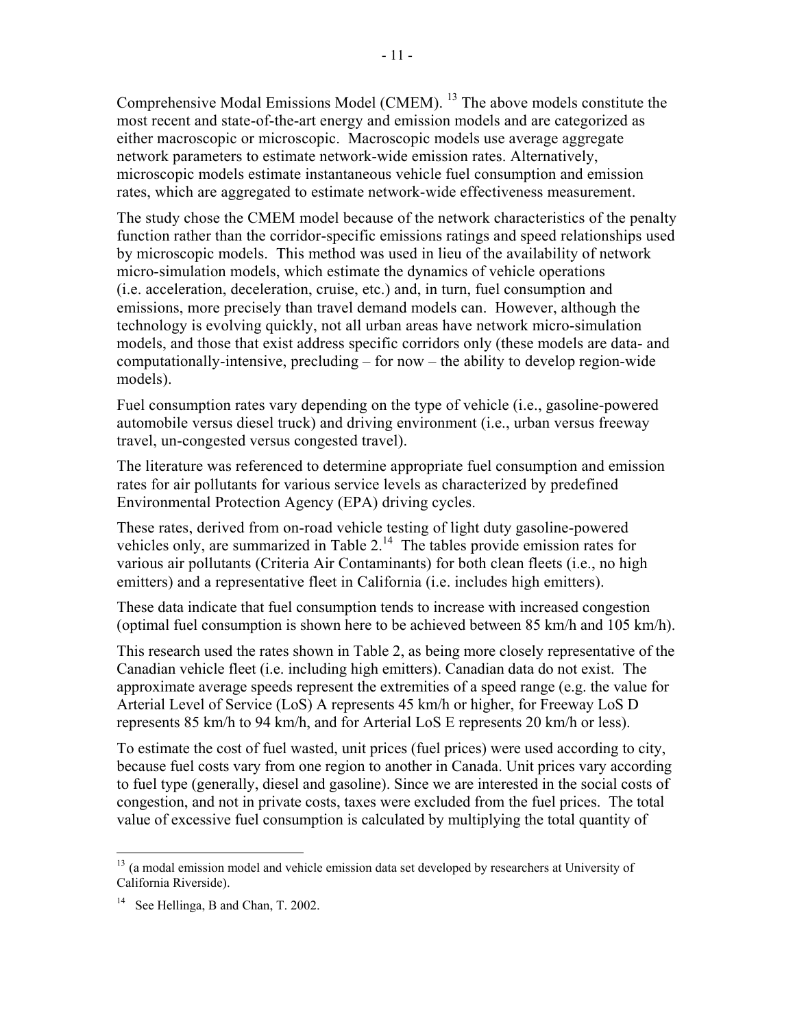Comprehensive Modal Emissions Model (CMEM). [13] The above models constitute the most recent and state-of-the-art energy and emission models and are categorized as either macroscopic or microscopic. Macroscopic models use average aggregate network parameters to estimate network-wide emission rates. Alternatively, microscopic models estimate instantaneous vehicle fuel consumption and emission rates, which are aggregated to estimate network-wide effectiveness measurement.

The study chose the CMEM model because of the network characteristics of the penalty function rather than the corridor-specific emissions ratings and speed relationships used by microscopic models. This method was used in lieu of the availability of network micro-simulation models, which estimate the dynamics of vehicle operations (i.e. acceleration, deceleration, cruise, etc.) and, in turn, fuel consumption and emissions, more precisely than travel demand models can. However, although the technology is evolving quickly, not all urban areas have network micro-simulation models, and those that exist address specific corridors only (these models are data- and computationally-intensive, precluding – for now – the ability to develop region-wide models).

Fuel consumption rates vary depending on the type of vehicle (i.e., gasoline-powered automobile versus diesel truck) and driving environment (i.e., urban versus freeway travel, un-congested versus congested travel).

The literature was referenced to determine appropriate fuel consumption and emission rates for air pollutants for various service levels as characterized by predefined Environmental Protection Agency (EPA) driving cycles.

These rates, derived from on-road vehicle testing of light duty gasoline-powered vehicles only, are summarized in Table 2.[14] The tables provide emission rates for various air pollutants (Criteria Air Contaminants) for both clean fleets (i.e., no high emitters) and a representative fleet in California (i.e. includes high emitters).

These data indicate that fuel consumption tends to increase with increased congestion (optimal fuel consumption is shown here to be achieved between 85 km/h and 105 km/h).

This research used the rates shown in Table 2, as being more closely representative of the Canadian vehicle fleet (i.e. including high emitters). Canadian data do not exist. The approximate average speeds represent the extremities of a speed range (e.g. the value for Arterial Level of Service (LoS) A represents 45 km/h or higher, for Freeway LoS D represents 85 km/h to 94 km/h, and for Arterial LoS E represents 20 km/h or less).

To estimate the cost of fuel wasted, unit prices (fuel prices) were used according to city, because fuel costs vary from one region to another in Canada. Unit prices vary according to fuel type (generally, diesel and gasoline). Since we are interested in the social costs of congestion, and not in private costs, taxes were excluded from the fuel prices. The total value of excessive fuel consumption is calculated by multiplying the total quantity of

---

[13] (a modal emission model and vehicle emission data set developed by researchers at University of California Riverside).

[14] See Hellinga, B and Chan, T. 2002.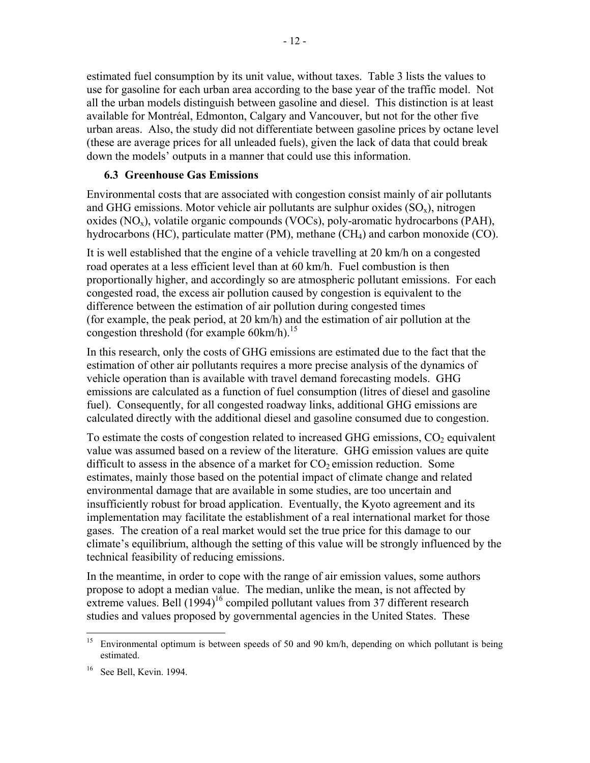estimated fuel consumption by its unit value, without taxes. Table 3 lists the values to use for gasoline for each urban area according to the base year of the traffic model. Not all the urban models distinguish between gasoline and diesel. This distinction is at least available for Montréal, Edmonton, Calgary and Vancouver, but not for the other five urban areas. Also, the study did not differentiate between gasoline prices by octane level (these are average prices for all unleaded fuels), given the lack of data that could break down the models' outputs in a manner that could use this information.

### 6.3 Greenhouse Gas Emissions

Environmental costs that are associated with congestion consist mainly of air pollutants and GHG emissions. Motor vehicle air pollutants are sulphur oxides ($SO_x$), nitrogen oxides ($NO_x$), volatile organic compounds (VOCs), poly-aromatic hydrocarbons (PAH), hydrocarbons (HC), particulate matter (PM), methane ($CH_4$) and carbon monoxide (CO).

It is well established that the engine of a vehicle travelling at 20 km/h on a congested road operates at a less efficient level than at 60 km/h. Fuel combustion is then proportionally higher, and accordingly so are atmospheric pollutant emissions. For each congested road, the excess air pollution caused by congestion is equivalent to the difference between the estimation of air pollution during congested times (for example, the peak period, at 20 km/h) and the estimation of air pollution at the congestion threshold (for example 60km/h).[15]

In this research, only the costs of GHG emissions are estimated due to the fact that the estimation of other air pollutants requires a more precise analysis of the dynamics of vehicle operation than is available with travel demand forecasting models. GHG emissions are calculated as a function of fuel consumption (litres of diesel and gasoline fuel). Consequently, for all congested roadway links, additional GHG emissions are calculated directly with the additional diesel and gasoline consumed due to congestion.

To estimate the costs of congestion related to increased GHG emissions, $CO_2$ equivalent value was assumed based on a review of the literature. GHG emission values are quite difficult to assess in the absence of a market for $CO_2$ emission reduction. Some estimates, mainly those based on the potential impact of climate change and related environmental damage that are available in some studies, are too uncertain and insufficiently robust for broad application. Eventually, the Kyoto agreement and its implementation may facilitate the establishment of a real international market for those gases. The creation of a real market would set the true price for this damage to our climate's equilibrium, although the setting of this value will be strongly influenced by the technical feasibility of reducing emissions.

In the meantime, in order to cope with the range of air emission values, some authors propose to adopt a median value. The median, unlike the mean, is not affected by extreme values. Bell (1994)[16] compiled pollutant values from 37 different research studies and values proposed by governmental agencies in the United States. These

---

[15] Environmental optimum is between speeds of 50 and 90 km/h, depending on which pollutant is being estimated.

[16] See Bell, Kevin. 1994.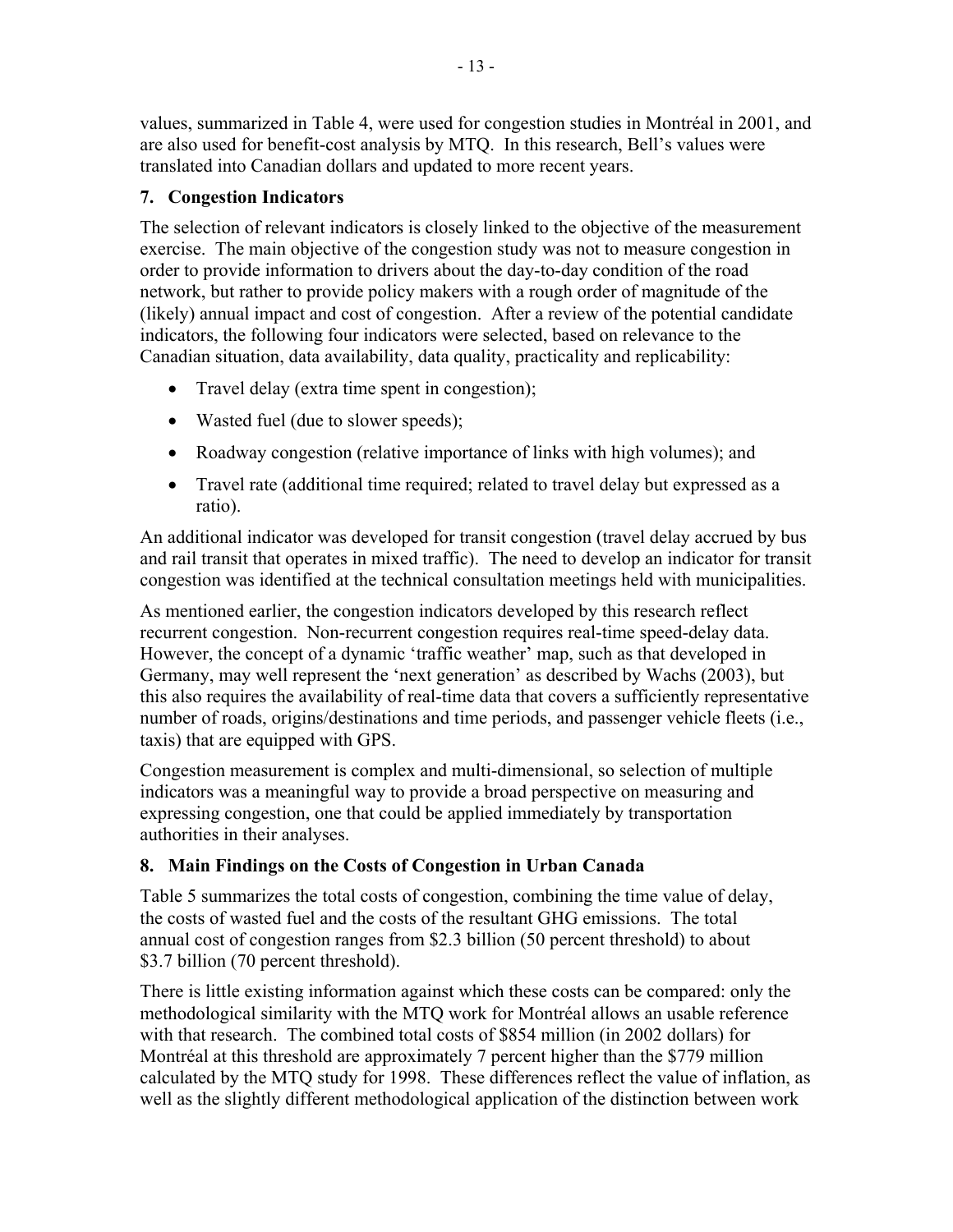values, summarized in Table 4, were used for congestion studies in Montréal in 2001, and are also used for benefit-cost analysis by MTQ. In this research, Bell's values were translated into Canadian dollars and updated to more recent years.

## 7. Congestion Indicators

The selection of relevant indicators is closely linked to the objective of the measurement exercise. The main objective of the congestion study was not to measure congestion in order to provide information to drivers about the day-to-day condition of the road network, but rather to provide policy makers with a rough order of magnitude of the (likely) annual impact and cost of congestion. After a review of the potential candidate indicators, the following four indicators were selected, based on relevance to the Canadian situation, data availability, data quality, practicality and replicability:

- Travel delay (extra time spent in congestion);
- Wasted fuel (due to slower speeds);
- Roadway congestion (relative importance of links with high volumes); and
- Travel rate (additional time required; related to travel delay but expressed as a ratio).

An additional indicator was developed for transit congestion (travel delay accrued by bus and rail transit that operates in mixed traffic). The need to develop an indicator for transit congestion was identified at the technical consultation meetings held with municipalities.

As mentioned earlier, the congestion indicators developed by this research reflect recurrent congestion. Non-recurrent congestion requires real-time speed-delay data. However, the concept of a dynamic 'traffic weather' map, such as that developed in Germany, may well represent the 'next generation' as described by Wachs (2003), but this also requires the availability of real-time data that covers a sufficiently representative number of roads, origins/destinations and time periods, and passenger vehicle fleets (i.e., taxis) that are equipped with GPS.

Congestion measurement is complex and multi-dimensional, so selection of multiple indicators was a meaningful way to provide a broad perspective on measuring and expressing congestion, one that could be applied immediately by transportation authorities in their analyses.

## 8. Main Findings on the Costs of Congestion in Urban Canada

Table 5 summarizes the total costs of congestion, combining the time value of delay, the costs of wasted fuel and the costs of the resultant GHG emissions. The total annual cost of congestion ranges from $2.3 billion (50 percent threshold) to about $3.7 billion (70 percent threshold).

There is little existing information against which these costs can be compared: only the methodological similarity with the MTQ work for Montréal allows an usable reference with that research. The combined total costs of $854 million (in 2002 dollars) for Montréal at this threshold are approximately 7 percent higher than the $779 million calculated by the MTQ study for 1998. These differences reflect the value of inflation, as well as the slightly different methodological application of the distinction between work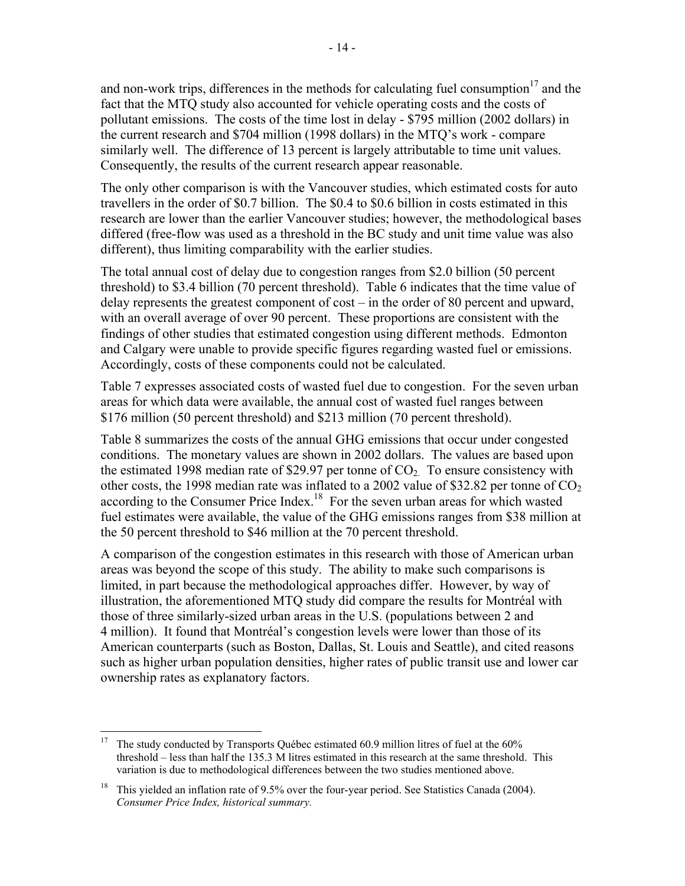and non-work trips, differences in the methods for calculating fuel consumption[17] and the fact that the MTQ study also accounted for vehicle operating costs and the costs of pollutant emissions. The costs of the time lost in delay - $795 million (2002 dollars) in the current research and $704 million (1998 dollars) in the MTQ's work - compare similarly well. The difference of 13 percent is largely attributable to time unit values. Consequently, the results of the current research appear reasonable.

The only other comparison is with the Vancouver studies, which estimated costs for auto travellers in the order of $0.7 billion. The $0.4 to $0.6 billion in costs estimated in this research are lower than the earlier Vancouver studies; however, the methodological bases differed (free-flow was used as a threshold in the BC study and unit time value was also different), thus limiting comparability with the earlier studies.

The total annual cost of delay due to congestion ranges from $2.0 billion (50 percent threshold) to $3.4 billion (70 percent threshold). Table 6 indicates that the time value of delay represents the greatest component of cost – in the order of 80 percent and upward, with an overall average of over 90 percent. These proportions are consistent with the findings of other studies that estimated congestion using different methods. Edmonton and Calgary were unable to provide specific figures regarding wasted fuel or emissions. Accordingly, costs of these components could not be calculated.

Table 7 expresses associated costs of wasted fuel due to congestion. For the seven urban areas for which data were available, the annual cost of wasted fuel ranges between $176 million (50 percent threshold) and $213 million (70 percent threshold).

Table 8 summarizes the costs of the annual GHG emissions that occur under congested conditions. The monetary values are shown in 2002 dollars. The values are based upon the estimated 1998 median rate of $29.97 per tonne of $CO_2$. To ensure consistency with other costs, the 1998 median rate was inflated to a 2002 value of $32.82 per tonne of $CO_2$ according to the Consumer Price Index.[18] For the seven urban areas for which wasted fuel estimates were available, the value of the GHG emissions ranges from $38 million at the 50 percent threshold to $46 million at the 70 percent threshold.

A comparison of the congestion estimates in this research with those of American urban areas was beyond the scope of this study. The ability to make such comparisons is limited, in part because the methodological approaches differ. However, by way of illustration, the aforementioned MTQ study did compare the results for Montréal with those of three similarly-sized urban areas in the U.S. (populations between 2 and 4 million). It found that Montréal's congestion levels were lower than those of its American counterparts (such as Boston, Dallas, St. Louis and Seattle), and cited reasons such as higher urban population densities, higher rates of public transit use and lower car ownership rates as explanatory factors.

---

[17] The study conducted by Transports Québec estimated 60.9 million litres of fuel at the 60% threshold – less than half the 135.3 M litres estimated in this research at the same threshold. This variation is due to methodological differences between the two studies mentioned above.

[18] This yielded an inflation rate of 9.5% over the four-year period. See Statistics Canada (2004). *Consumer Price Index, historical summary.*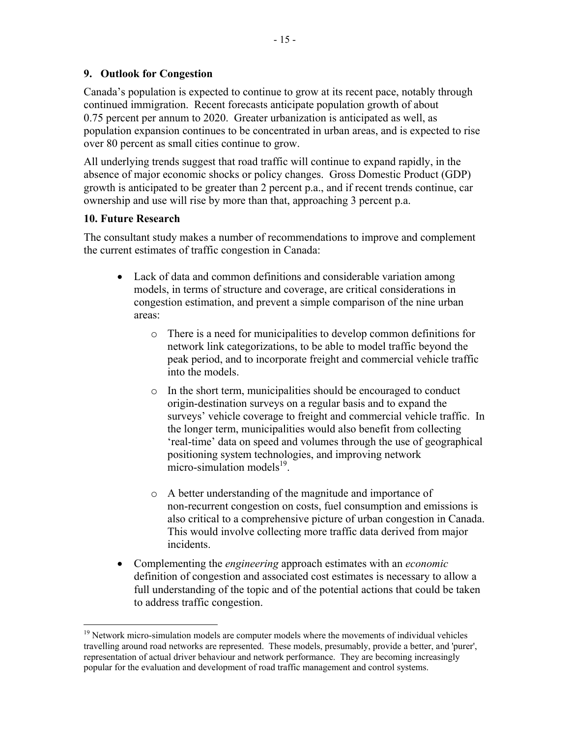## 9. Outlook for Congestion

Canada's population is expected to continue to grow at its recent pace, notably through continued immigration. Recent forecasts anticipate population growth of about 0.75 percent per annum to 2020. Greater urbanization is anticipated as well, as population expansion continues to be concentrated in urban areas, and is expected to rise over 80 percent as small cities continue to grow.

All underlying trends suggest that road traffic will continue to expand rapidly, in the absence of major economic shocks or policy changes. Gross Domestic Product (GDP) growth is anticipated to be greater than 2 percent p.a., and if recent trends continue, car ownership and use will rise by more than that, approaching 3 percent p.a.

## 10. Future Research

The consultant study makes a number of recommendations to improve and complement the current estimates of traffic congestion in Canada:

- Lack of data and common definitions and considerable variation among models, in terms of structure and coverage, are critical considerations in congestion estimation, and prevent a simple comparison of the nine urban areas:
    - There is a need for municipalities to develop common definitions for network link categorizations, to be able to model traffic beyond the peak period, and to incorporate freight and commercial vehicle traffic into the models.
    - In the short term, municipalities should be encouraged to conduct origin-destination surveys on a regular basis and to expand the surveys' vehicle coverage to freight and commercial vehicle traffic. In the longer term, municipalities would also benefit from collecting 'real-time' data on speed and volumes through the use of geographical positioning system technologies, and improving network micro-simulation models[19].
    - A better understanding of the magnitude and importance of non-recurrent congestion on costs, fuel consumption and emissions is also critical to a comprehensive picture of urban congestion in Canada. This would involve collecting more traffic data derived from major incidents.
- Complementing the *engineering* approach estimates with an *economic* definition of congestion and associated cost estimates is necessary to allow a full understanding of the topic and of the potential actions that could be taken to address traffic congestion.

---

[19] Network micro-simulation models are computer models where the movements of individual vehicles travelling around road networks are represented. These models, presumably, provide a better, and 'purer', representation of actual driver behaviour and network performance. They are becoming increasingly popular for the evaluation and development of road traffic management and control systems.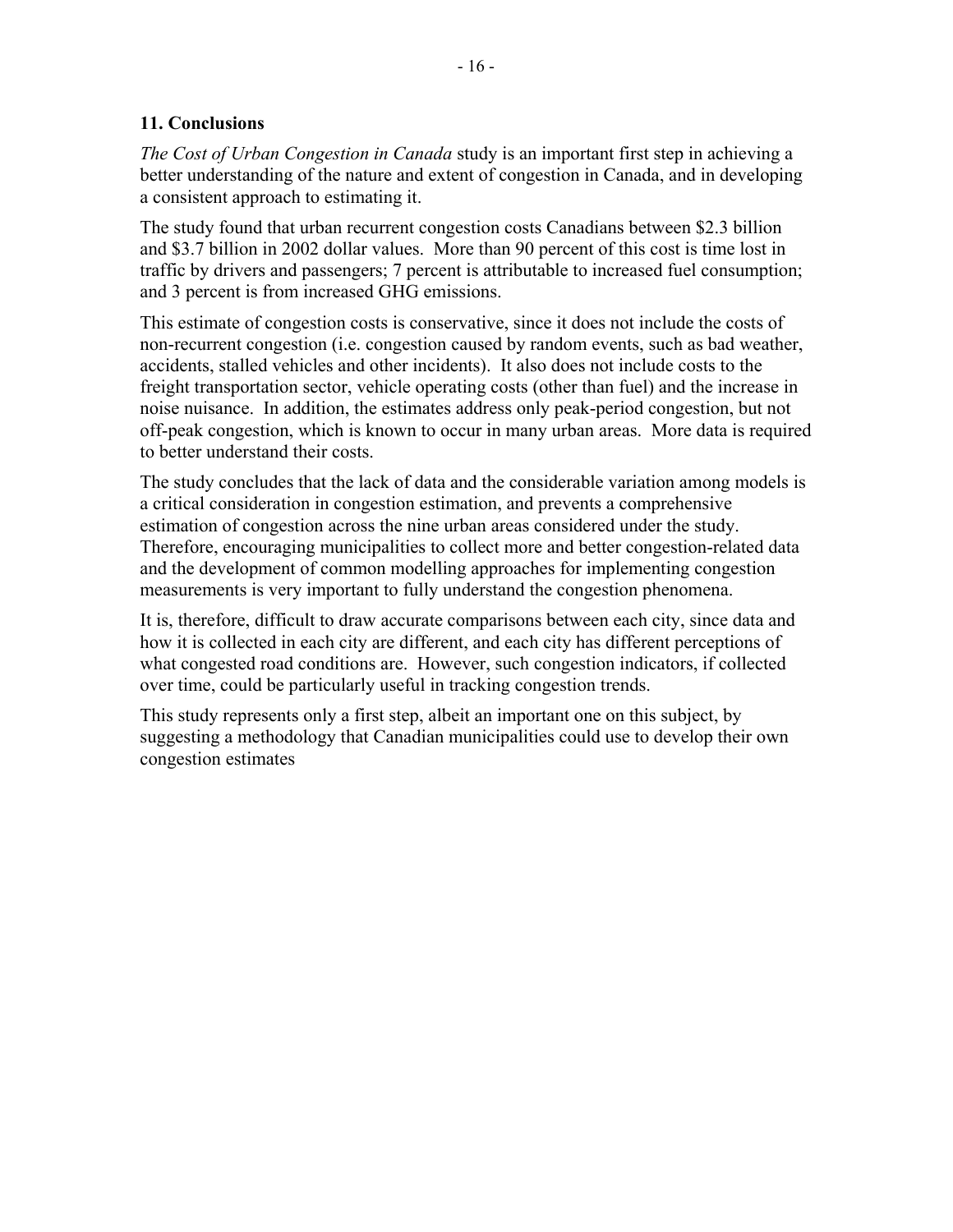## 11. Conclusions

*The Cost of Urban Congestion in Canada* study is an important first step in achieving a better understanding of the nature and extent of congestion in Canada, and in developing a consistent approach to estimating it.

The study found that urban recurrent congestion costs Canadians between $2.3 billion and $3.7 billion in 2002 dollar values. More than 90 percent of this cost is time lost in traffic by drivers and passengers; 7 percent is attributable to increased fuel consumption; and 3 percent is from increased GHG emissions.

This estimate of congestion costs is conservative, since it does not include the costs of non-recurrent congestion (i.e. congestion caused by random events, such as bad weather, accidents, stalled vehicles and other incidents). It also does not include costs to the freight transportation sector, vehicle operating costs (other than fuel) and the increase in noise nuisance. In addition, the estimates address only peak-period congestion, but not off-peak congestion, which is known to occur in many urban areas. More data is required to better understand their costs.

The study concludes that the lack of data and the considerable variation among models is a critical consideration in congestion estimation, and prevents a comprehensive estimation of congestion across the nine urban areas considered under the study. Therefore, encouraging municipalities to collect more and better congestion-related data and the development of common modelling approaches for implementing congestion measurements is very important to fully understand the congestion phenomena.

It is, therefore, difficult to draw accurate comparisons between each city, since data and how it is collected in each city are different, and each city has different perceptions of what congested road conditions are. However, such congestion indicators, if collected over time, could be particularly useful in tracking congestion trends.

This study represents only a first step, albeit an important one on this subject, by suggesting a methodology that Canadian municipalities could use to develop their own congestion estimates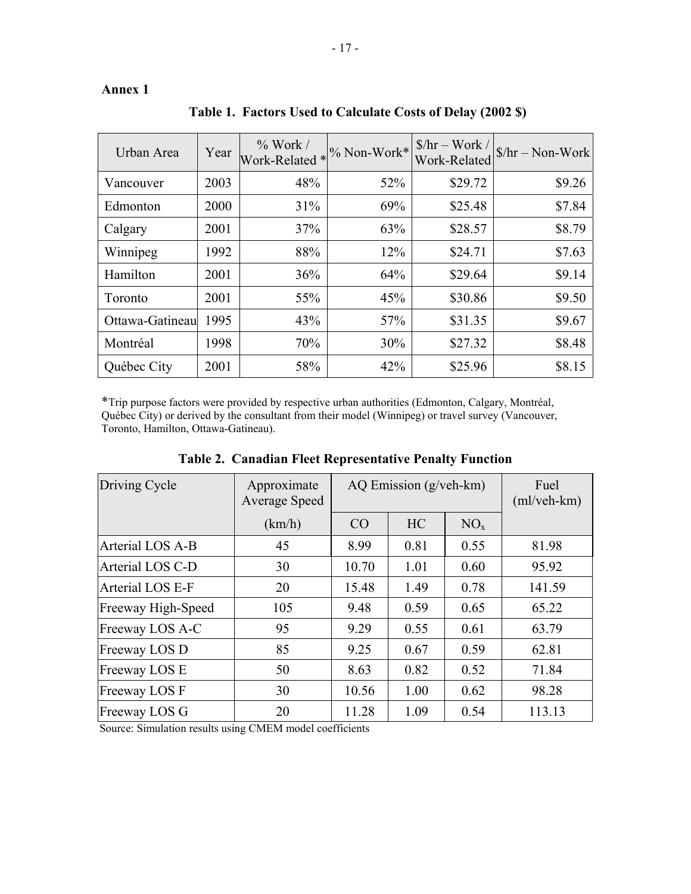**Annex 1**

**Table 1. Factors Used to Calculate Costs of Delay (2002 $)**

| Urban Area | Year | % Work / Work-Related * | % Non-Work* | $/hr – Work / Work-Related | $/hr – Non-Work |
|---|---|---|---|---|---|
| Vancouver | 2003 | 48% | 52% | $29.72 | $9.26 |
| Edmonton | 2000 | 31% | 69% | $25.48 | $7.84 |
| Calgary | 2001 | 37% | 63% | $28.57 | $8.79 |
| Winnipeg | 1992 | 88% | 12% | $24.71 | $7.63 |
| Hamilton | 2001 | 36% | 64% | $29.64 | $9.14 |
| Toronto | 2001 | 55% | 45% | $30.86 | $9.50 |
| Ottawa-Gatineau | 1995 | 43% | 57% | $31.35 | $9.67 |
| Montréal | 1998 | 70% | 30% | $27.32 | $8.48 |
| Québec City | 2001 | 58% | 42% | $25.96 | $8.15 |

*Trip purpose factors were provided by respective urban authorities (Edmonton, Calgary, Montréal, Québec City) or derived by the consultant from their model (Winnipeg) or travel survey (Vancouver, Toronto, Hamilton, Ottawa-Gatineau).

**Table 2. Canadian Fleet Representative Penalty Function**

| Driving Cycle | Approximate Average Speed | AQ Emission (g/veh-km) | | | Fuel (ml/veh-km) |
|---|---|---|---|---|---|
| | (km/h) | CO | HC | $NO_x$ | |
| Arterial LOS A-B | 45 | 8.99 | 0.81 | 0.55 | 81.98 |
| Arterial LOS C-D | 30 | 10.70 | 1.01 | 0.60 | 95.92 |
| Arterial LOS E-F | 20 | 15.48 | 1.49 | 0.78 | 141.59 |
| Freeway High-Speed | 105 | 9.48 | 0.59 | 0.65 | 65.22 |
| Freeway LOS A-C | 95 | 9.29 | 0.55 | 0.61 | 63.79 |
| Freeway LOS D | 85 | 9.25 | 0.67 | 0.59 | 62.81 |
| Freeway LOS E | 50 | 8.63 | 0.82 | 0.52 | 71.84 |
| Freeway LOS F | 30 | 10.56 | 1.00 | 0.62 | 98.28 |
| Freeway LOS G | 20 | 11.28 | 1.09 | 0.54 | 113.13 |

Source: Simulation results using CMEM model coefficients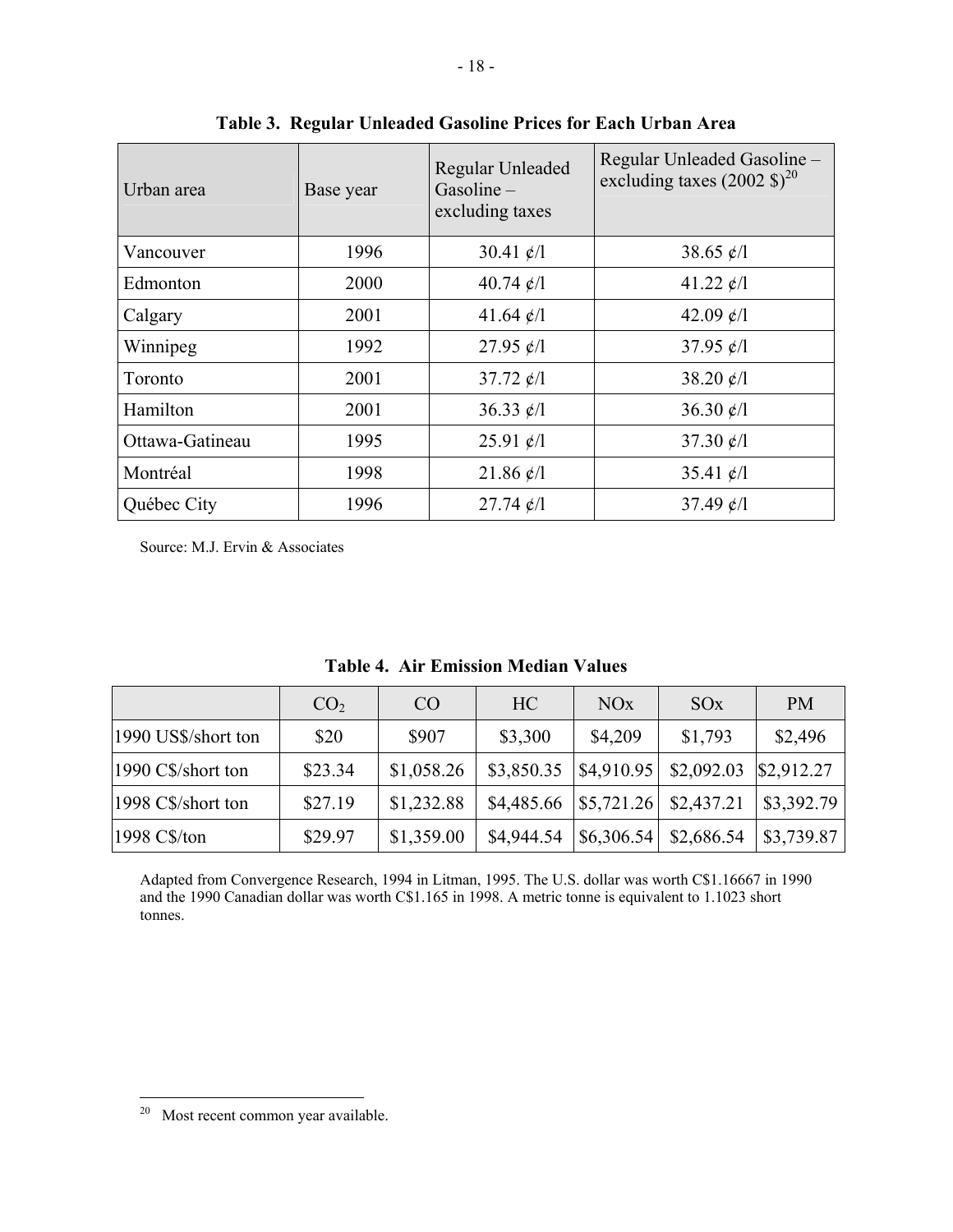**Table 3. Regular Unleaded Gasoline Prices for Each Urban Area**

| Urban area | Base year | Regular Unleaded Gasoline – excluding taxes | Regular Unleaded Gasoline – excluding taxes (2002 $)[20] |
|---|---|---|---|
| Vancouver | 1996 | 30.41 ¢/l | 38.65 ¢/l |
| Edmonton | 2000 | 40.74 ¢/l | 41.22 ¢/l |
| Calgary | 2001 | 41.64 ¢/l | 42.09 ¢/l |
| Winnipeg | 1992 | 27.95 ¢/l | 37.95 ¢/l |
| Toronto | 2001 | 37.72 ¢/l | 38.20 ¢/l |
| Hamilton | 2001 | 36.33 ¢/l | 36.30 ¢/l |
| Ottawa-Gatineau | 1995 | 25.91 ¢/l | 37.30 ¢/l |
| Montréal | 1998 | 21.86 ¢/l | 35.41 ¢/l |
| Québec City | 1996 | 27.74 ¢/l | 37.49 ¢/l |

Source: M.J. Ervin & Associates

**Table 4. Air Emission Median Values**

| | $CO_2$ | CO | HC | NOx | SOx | PM |
|---|---|---|---|---|---|---|
| 1990 US$/short ton | $20 | $907 | $3,300 | $4,209 | $1,793 | $2,496 |
| 1990 C$/short ton | $23.34 | $1,058.26 | $3,850.35 | $4,910.95 | $2,092.03 | $2,912.27 |
| 1998 C$/short ton | $27.19 | $1,232.88 | $4,485.66 | $5,721.26 | $2,437.21 | $3,392.79 |
| 1998 C$/ton | $29.97 | $1,359.00 | $4,944.54 | $6,306.54 | $2,686.54 | $3,739.87 |

Adapted from Convergence Research, 1994 in Litman, 1995. The U.S. dollar was worth C$1.16667 in 1990 and the 1990 Canadian dollar was worth C$1.165 in 1998. A metric tonne is equivalent to 1.1023 short tonnes.

[20] Most recent common year available.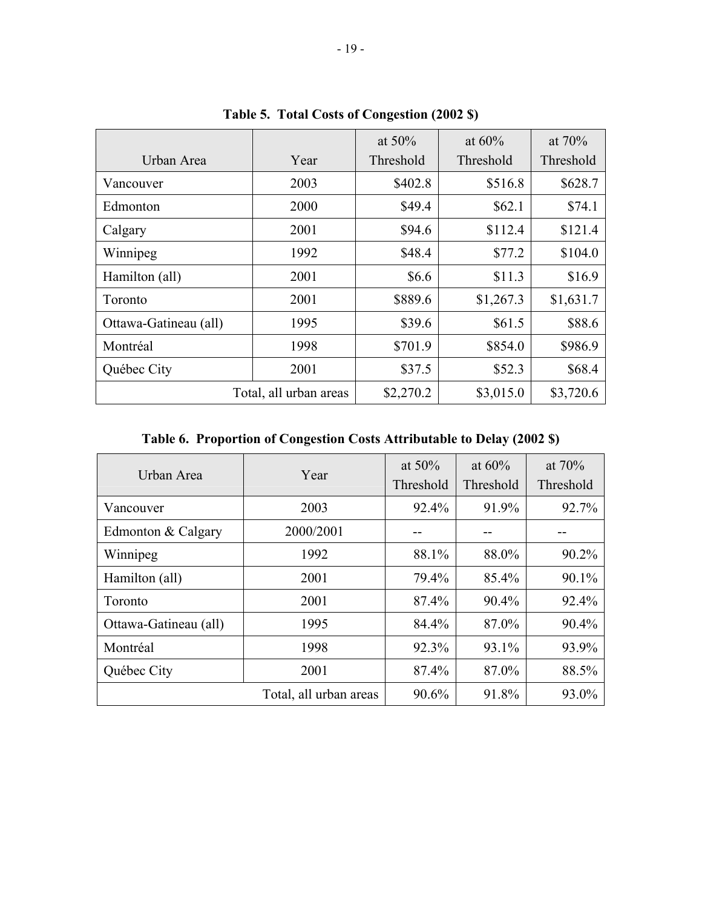**Table 5. Total Costs of Congestion (2002 $)**

| Urban Area | Year | at 50% Threshold | at 60% Threshold | at 70% Threshold |
|---|---|---|---|---|
| Vancouver | 2003 | $402.8 | $516.8 | $628.7 |
| Edmonton | 2000 | $49.4 | $62.1 | $74.1 |
| Calgary | 2001 | $94.6 | $112.4 | $121.4 |
| Winnipeg | 1992 | $48.4 | $77.2 | $104.0 |
| Hamilton (all) | 2001 | $6.6 | $11.3 | $16.9 |
| Toronto | 2001 | $889.6 | $1,267.3 | $1,631.7 |
| Ottawa-Gatineau (all) | 1995 | $39.6 | $61.5 | $88.6 |
| Montréal | 1998 | $701.9 | $854.0 | $986.9 |
| Québec City | 2001 | $37.5 | $52.3 | $68.4 |
| Total, all urban areas | | $2,270.2 | $3,015.0 | $3,720.6 |

**Table 6. Proportion of Congestion Costs Attributable to Delay (2002 $)**

| Urban Area | Year | at 50% Threshold | at 60% Threshold | at 70% Threshold |
|---|---|---|---|---|
| Vancouver | 2003 | 92.4% | 91.9% | 92.7% |
| Edmonton & Calgary | 2000/2001 | -- | -- | -- |
| Winnipeg | 1992 | 88.1% | 88.0% | 90.2% |
| Hamilton (all) | 2001 | 79.4% | 85.4% | 90.1% |
| Toronto | 2001 | 87.4% | 90.4% | 92.4% |
| Ottawa-Gatineau (all) | 1995 | 84.4% | 87.0% | 90.4% |
| Montréal | 1998 | 92.3% | 93.1% | 93.9% |
| Québec City | 2001 | 87.4% | 87.0% | 88.5% |
| Total, all urban areas | | 90.6% | 91.8% | 93.0% |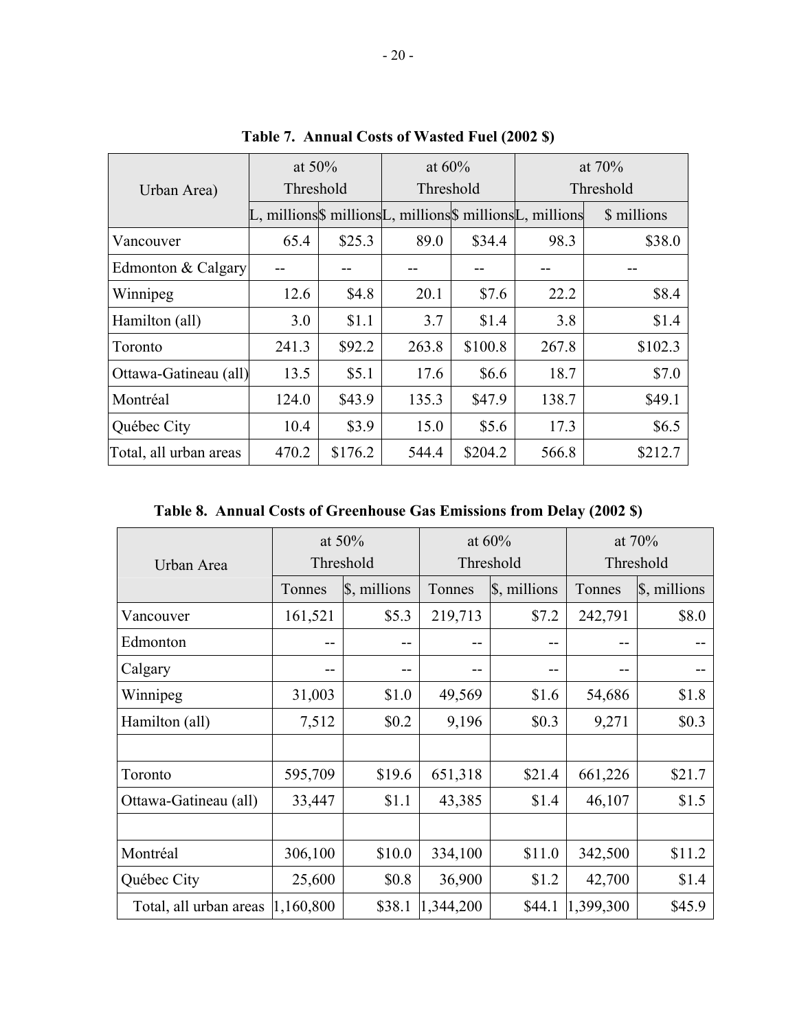**Table 7. Annual Costs of Wasted Fuel (2002 $)**

| Urban Area) | at 50% Threshold | | at 60% Threshold | | at 70% Threshold | |
|---|---|---|---|---|---|---|
| | L, millions | $ millions | L, millions | $ millions | L, millions | $ millions |
| Vancouver | 65.4 | $25.3 | 89.0 | $34.4 | 98.3 | $38.0 |
| Edmonton & Calgary | -- | -- | -- | -- | -- | -- |
| Winnipeg | 12.6 | $4.8 | 20.1 | $7.6 | 22.2 | $8.4 |
| Hamilton (all) | 3.0 | $1.1 | 3.7 | $1.4 | 3.8 | $1.4 |
| Toronto | 241.3 | $92.2 | 263.8 | $100.8 | 267.8 | $102.3 |
| Ottawa-Gatineau (all) | 13.5 | $5.1 | 17.6 | $6.6 | 18.7 | $7.0 |
| Montréal | 124.0 | $43.9 | 135.3 | $47.9 | 138.7 | $49.1 |
| Québec City | 10.4 | $3.9 | 15.0 | $5.6 | 17.3 | $6.5 |
| Total, all urban areas | 470.2 | $176.2 | 544.4 | $204.2 | 566.8 | $212.7 |

**Table 8. Annual Costs of Greenhouse Gas Emissions from Delay (2002 $)**

| Urban Area | at 50% Threshold | | at 60% Threshold | | at 70% Threshold | |
|---|---|---|---|---|---|---|
| | Tonnes | $, millions | Tonnes | $, millions | Tonnes | $, millions |
| Vancouver | 161,521 | $5.3 | 219,713 | $7.2 | 242,791 | $8.0 |
| Edmonton | -- | -- | -- | -- | -- | -- |
| Calgary | -- | -- | -- | -- | -- | -- |
| Winnipeg | 31,003 | $1.0 | 49,569 | $1.6 | 54,686 | $1.8 |
| Hamilton (all) | 7,512 | $0.2 | 9,196 | $0.3 | 9,271 | $0.3 |
| | | | | | | |
| Toronto | 595,709 | $19.6 | 651,318 | $21.4 | 661,226 | $21.7 |
| Ottawa-Gatineau (all) | 33,447 | $1.1 | 43,385 | $1.4 | 46,107 | $1.5 |
| | | | | | | |
| Montréal | 306,100 | $10.0 | 334,100 | $11.0 | 342,500 | $11.2 |
| Québec City | 25,600 | $0.8 | 36,900 | $1.2 | 42,700 | $1.4 |
| Total, all urban areas | 1,160,800 | $38.1 | 1,344,200 | $44.1 | 1,399,300 | $45.9 |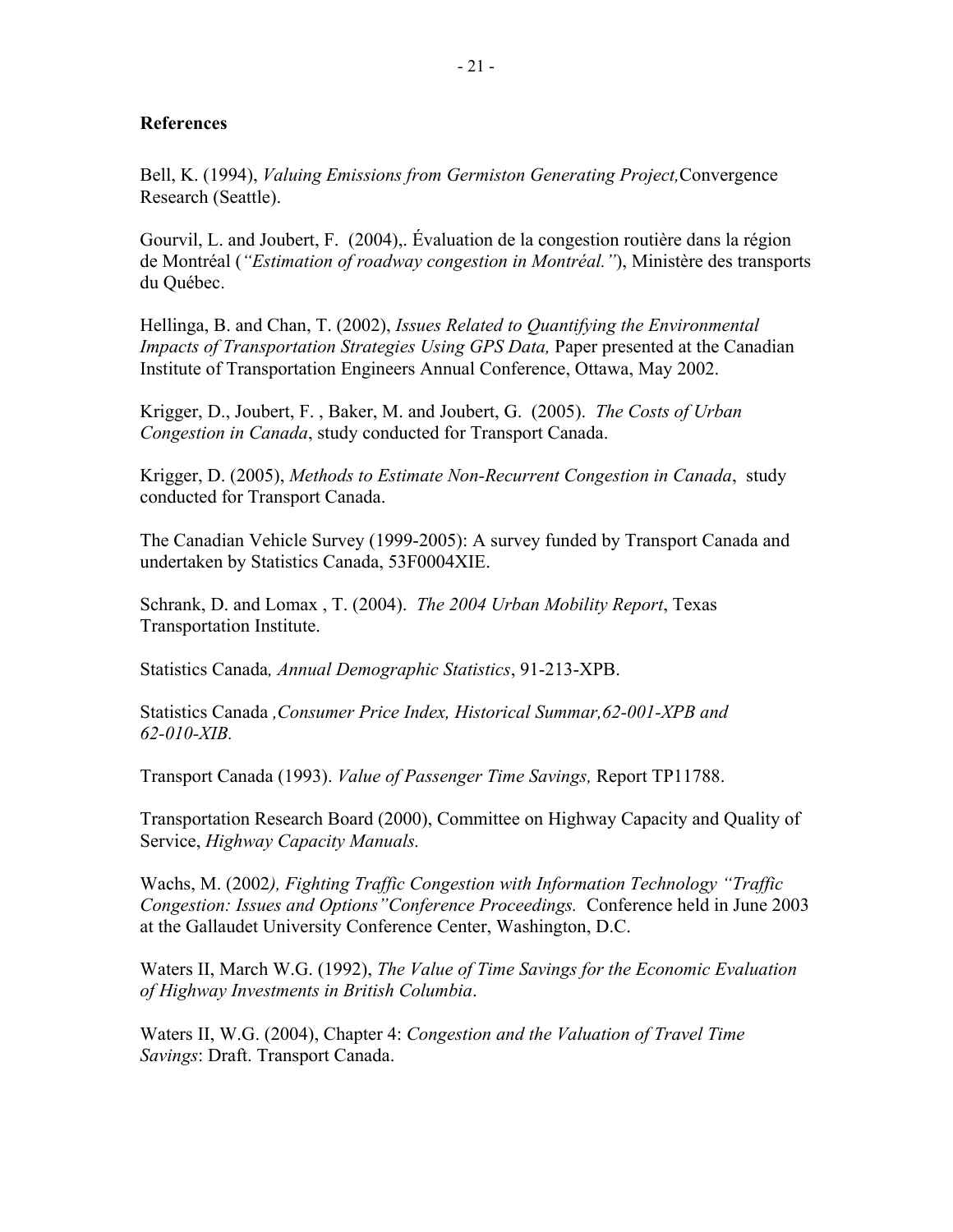## References

Bell, K. (1994), *Valuing Emissions from Germiston Generating Project,*Convergence Research (Seattle).

Gourvil, L. and Joubert, F. (2004),. Évaluation de la congestion routière dans la région de Montréal (*"Estimation of roadway congestion in Montréal."*), Ministère des transports du Québec.

Hellinga, B. and Chan, T. (2002), *Issues Related to Quantifying the Environmental Impacts of Transportation Strategies Using GPS Data,* Paper presented at the Canadian Institute of Transportation Engineers Annual Conference, Ottawa, May 2002.

Krigger, D., Joubert, F. , Baker, M. and Joubert, G. (2005). *The Costs of Urban Congestion in Canada*, study conducted for Transport Canada.

Krigger, D. (2005), *Methods to Estimate Non-Recurrent Congestion in Canada*, study conducted for Transport Canada.

The Canadian Vehicle Survey (1999-2005): A survey funded by Transport Canada and undertaken by Statistics Canada, 53F0004XIE.

Schrank, D. and Lomax , T. (2004). *The 2004 Urban Mobility Report*, Texas Transportation Institute.

Statistics Canada*, Annual Demographic Statistics*, 91-213-XPB.

Statistics Canada *,Consumer Price Index, Historical Summar,62-001-XPB and 62-010-XIB.*

Transport Canada (1993). *Value of Passenger Time Savings,* Report TP11788.

Transportation Research Board (2000), Committee on Highway Capacity and Quality of Service, *Highway Capacity Manuals.*

Wachs, M. (2002*), Fighting Traffic Congestion with Information Technology "Traffic Congestion: Issues and Options"Conference Proceedings.* Conference held in June 2003 at the Gallaudet University Conference Center, Washington, D.C.

Waters II, March W.G. (1992), *The Value of Time Savings for the Economic Evaluation of Highway Investments in British Columbia*.

Waters II, W.G. (2004), Chapter 4: *Congestion and the Valuation of Travel Time Savings*: Draft. Transport Canada.